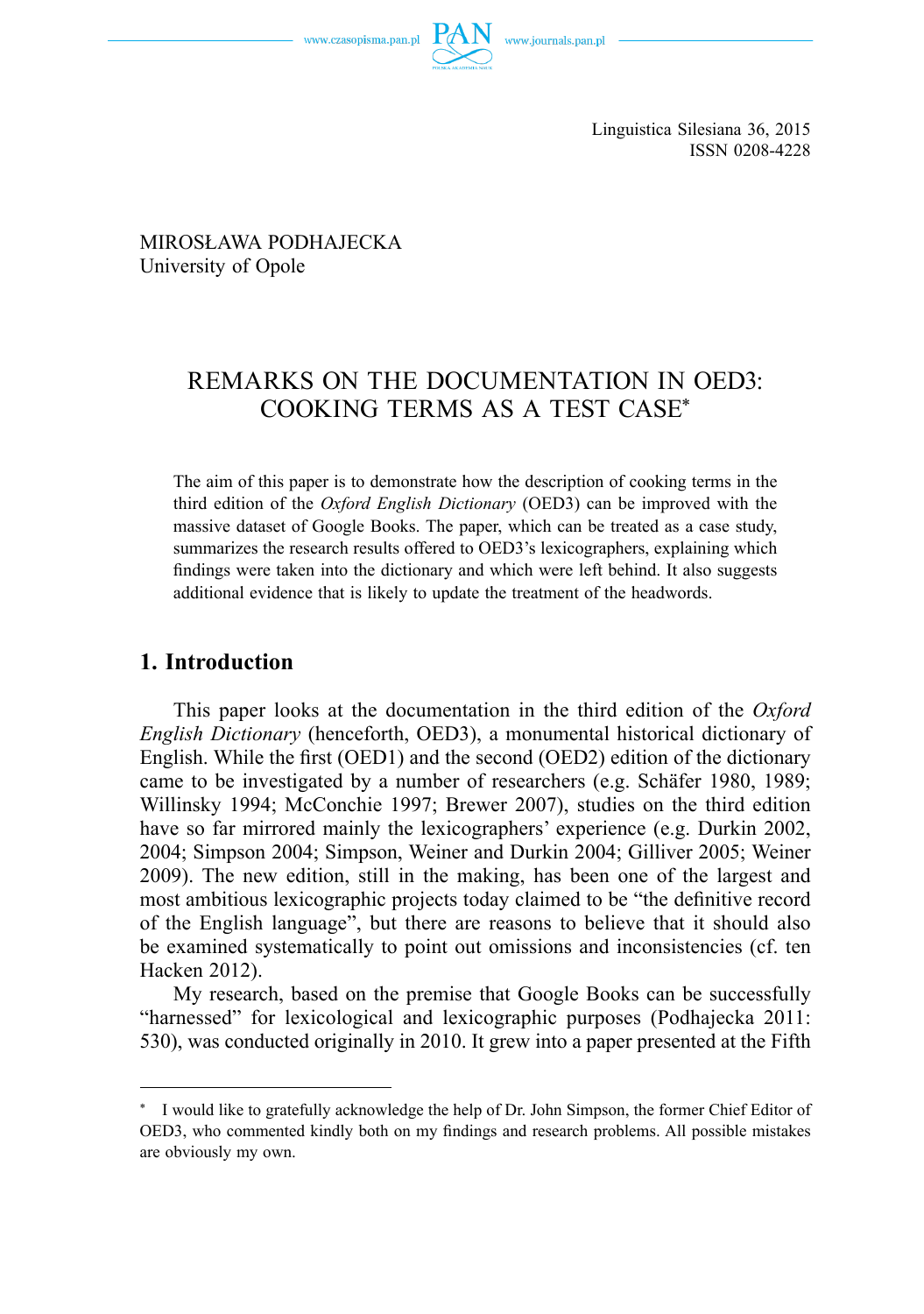Linguistica Silesiana 36, 2015
ISSN 0208-4228

MIROSŁAWA PODHAJECKA
University of Opole

# REMARKS ON THE DOCUMENTATION IN OED3: COOKING TERMS AS A TEST CASE*

The aim of this paper is to demonstrate how the description of cooking terms in the third edition of the *Oxford English Dictionary* (OED3) can be improved with the massive dataset of Google Books. The paper, which can be treated as a case study, summarizes the research results offered to OED3's lexicographers, explaining which findings were taken into the dictionary and which were left behind. It also suggests additional evidence that is likely to update the treatment of the headwords.

## 1. Introduction

This paper looks at the documentation in the third edition of the *Oxford English Dictionary* (henceforth, OED3), a monumental historical dictionary of English. While the first (OED1) and the second (OED2) edition of the dictionary came to be investigated by a number of researchers (e.g. Schäfer 1980, 1989; Willinsky 1994; McConchie 1997; Brewer 2007), studies on the third edition have so far mirrored mainly the lexicographers' experience (e.g. Durkin 2002, 2004; Simpson 2004; Simpson, Weiner and Durkin 2004; Gilliver 2005; Weiner 2009). The new edition, still in the making, has been one of the largest and most ambitious lexicographic projects today claimed to be "the definitive record of the English language", but there are reasons to believe that it should also be examined systematically to point out omissions and inconsistencies (cf. ten Hacken 2012).

My research, based on the premise that Google Books can be successfully "harnessed" for lexicological and lexicographic purposes (Podhajecka 2011: 530), was conducted originally in 2010. It grew into a paper presented at the Fifth

---

* I would like to gratefully acknowledge the help of Dr. John Simpson, the former Chief Editor of OED3, who commented kindly both on my findings and research problems. All possible mistakes are obviously my own.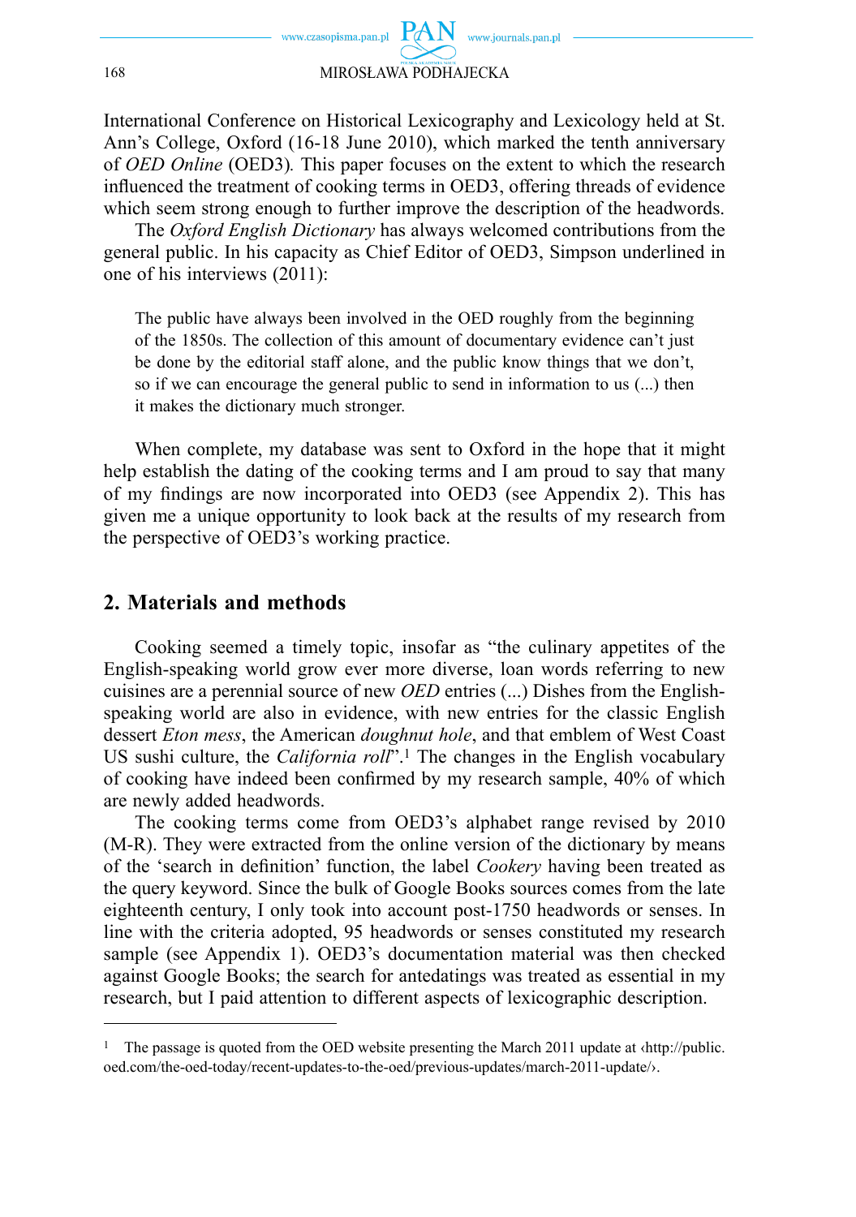International Conference on Historical Lexicography and Lexicology held at St. Ann's College, Oxford (16-18 June 2010), which marked the tenth anniversary of *OED Online* (OED3)*.* This paper focuses on the extent to which the research influenced the treatment of cooking terms in OED3, offering threads of evidence which seem strong enough to further improve the description of the headwords.

The *Oxford English Dictionary* has always welcomed contributions from the general public. In his capacity as Chief Editor of OED3, Simpson underlined in one of his interviews (2011):

> The public have always been involved in the OED roughly from the beginning of the 1850s. The collection of this amount of documentary evidence can't just be done by the editorial staff alone, and the public know things that we don't, so if we can encourage the general public to send in information to us (...) then it makes the dictionary much stronger.

When complete, my database was sent to Oxford in the hope that it might help establish the dating of the cooking terms and I am proud to say that many of my findings are now incorporated into OED3 (see Appendix 2). This has given me a unique opportunity to look back at the results of my research from the perspective of OED3's working practice.

## 2. Materials and methods

Cooking seemed a timely topic, insofar as "the culinary appetites of the English-speaking world grow ever more diverse, loan words referring to new cuisines are a perennial source of new *OED* entries (...) Dishes from the English-speaking world are also in evidence, with new entries for the classic English dessert *Eton mess*, the American *doughnut hole*, and that emblem of West Coast US sushi culture, the *California roll*".[1] The changes in the English vocabulary of cooking have indeed been confirmed by my research sample, 40% of which are newly added headwords.

The cooking terms come from OED3's alphabet range revised by 2010 (M-R). They were extracted from the online version of the dictionary by means of the 'search in definition' function, the label *Cookery* having been treated as the query keyword. Since the bulk of Google Books sources comes from the late eighteenth century, I only took into account post-1750 headwords or senses. In line with the criteria adopted, 95 headwords or senses constituted my research sample (see Appendix 1). OED3's documentation material was then checked against Google Books; the search for antedatings was treated as essential in my research, but I paid attention to different aspects of lexicographic description.

---

[1] The passage is quoted from the OED website presenting the March 2011 update at ‹http://public.oed.com/the-oed-today/recent-updates-to-the-oed/previous-updates/march-2011-update/›.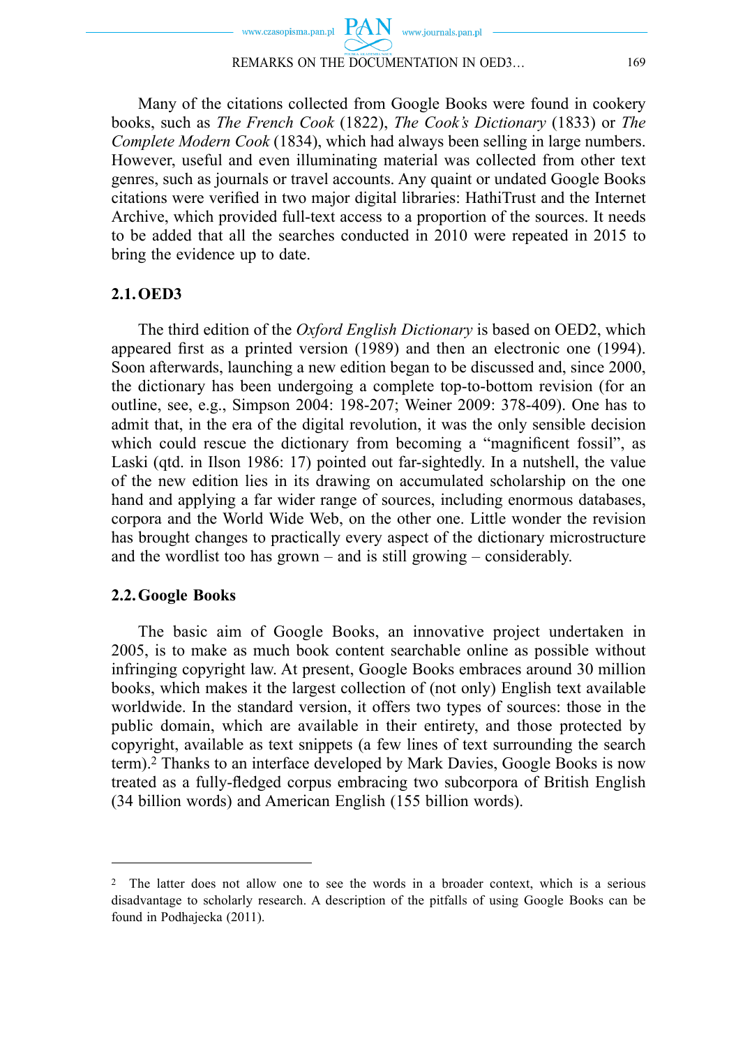Many of the citations collected from Google Books were found in cookery books, such as *The French Cook* (1822), *The Cook's Dictionary* (1833) or *The Complete Modern Cook* (1834), which had always been selling in large numbers. However, useful and even illuminating material was collected from other text genres, such as journals or travel accounts. Any quaint or undated Google Books citations were verified in two major digital libraries: HathiTrust and the Internet Archive, which provided full-text access to a proportion of the sources. It needs to be added that all the searches conducted in 2010 were repeated in 2015 to bring the evidence up to date.

### 2.1. OED3

The third edition of the *Oxford English Dictionary* is based on OED2, which appeared first as a printed version (1989) and then an electronic one (1994). Soon afterwards, launching a new edition began to be discussed and, since 2000, the dictionary has been undergoing a complete top-to-bottom revision (for an outline, see, e.g., Simpson 2004: 198-207; Weiner 2009: 378-409). One has to admit that, in the era of the digital revolution, it was the only sensible decision which could rescue the dictionary from becoming a "magnificent fossil", as Laski (qtd. in Ilson 1986: 17) pointed out far-sightedly. In a nutshell, the value of the new edition lies in its drawing on accumulated scholarship on the one hand and applying a far wider range of sources, including enormous databases, corpora and the World Wide Web, on the other one. Little wonder the revision has brought changes to practically every aspect of the dictionary microstructure and the wordlist too has grown – and is still growing – considerably.

### 2.2. Google Books

The basic aim of Google Books, an innovative project undertaken in 2005, is to make as much book content searchable online as possible without infringing copyright law. At present, Google Books embraces around 30 million books, which makes it the largest collection of (not only) English text available worldwide. In the standard version, it offers two types of sources: those in the public domain, which are available in their entirety, and those protected by copyright, available as text snippets (a few lines of text surrounding the search term).[2] Thanks to an interface developed by Mark Davies, Google Books is now treated as a fully-fledged corpus embracing two subcorpora of British English (34 billion words) and American English (155 billion words).

---

[2] The latter does not allow one to see the words in a broader context, which is a serious disadvantage to scholarly research. A description of the pitfalls of using Google Books can be found in Podhajecka (2011).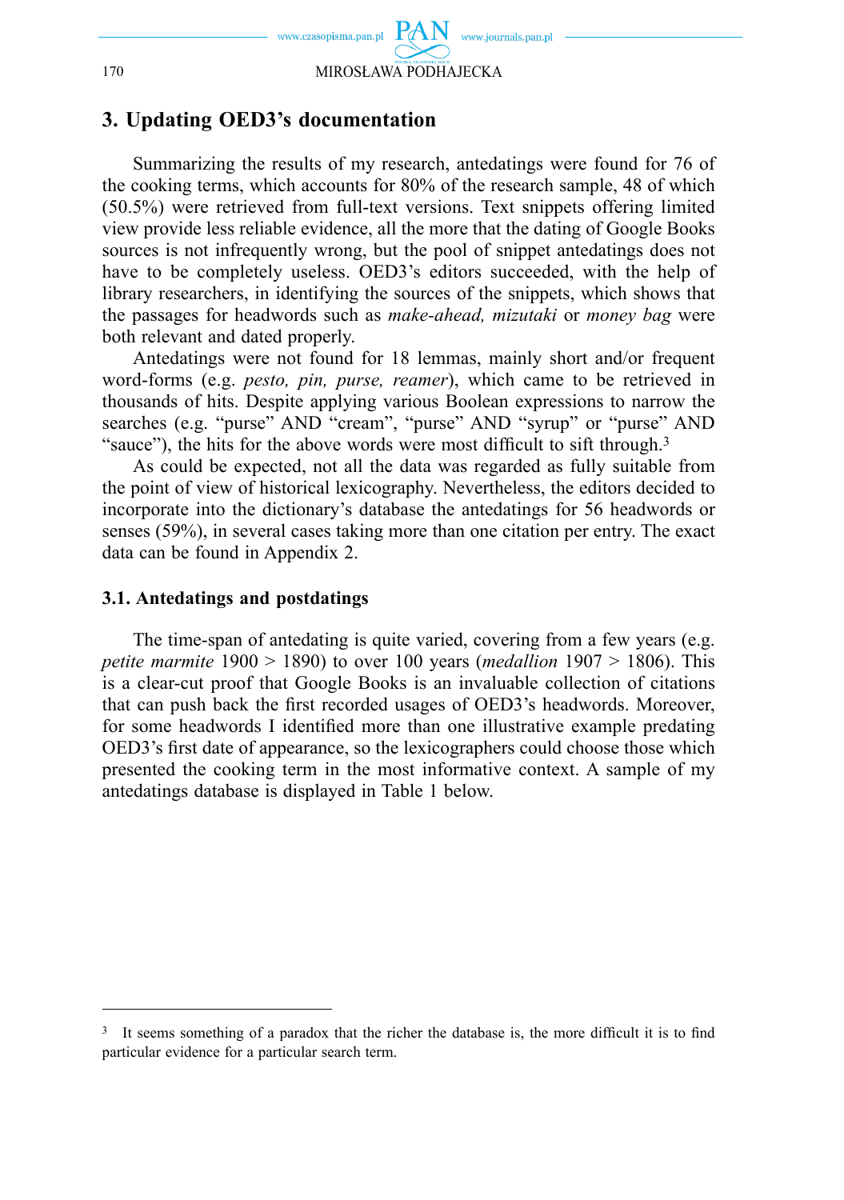## 3. Updating OED3's documentation

Summarizing the results of my research, antedatings were found for 76 of the cooking terms, which accounts for 80% of the research sample, 48 of which (50.5%) were retrieved from full-text versions. Text snippets offering limited view provide less reliable evidence, all the more that the dating of Google Books sources is not infrequently wrong, but the pool of snippet antedatings does not have to be completely useless. OED3's editors succeeded, with the help of library researchers, in identifying the sources of the snippets, which shows that the passages for headwords such as *make-ahead, mizutaki* or *money bag* were both relevant and dated properly.

Antedatings were not found for 18 lemmas, mainly short and/or frequent word-forms (e.g. *pesto, pin, purse, reamer*), which came to be retrieved in thousands of hits. Despite applying various Boolean expressions to narrow the searches (e.g. "purse" AND "cream", "purse" AND "syrup" or "purse" AND "sauce"), the hits for the above words were most difficult to sift through.[3]

As could be expected, not all the data was regarded as fully suitable from the point of view of historical lexicography. Nevertheless, the editors decided to incorporate into the dictionary's database the antedatings for 56 headwords or senses (59%), in several cases taking more than one citation per entry. The exact data can be found in Appendix 2.

### 3.1. Antedatings and postdatings

The time-span of antedating is quite varied, covering from a few years (e.g. *petite marmite* 1900 > 1890) to over 100 years (*medallion* 1907 > 1806). This is a clear-cut proof that Google Books is an invaluable collection of citations that can push back the first recorded usages of OED3's headwords. Moreover, for some headwords I identified more than one illustrative example predating OED3's first date of appearance, so the lexicographers could choose those which presented the cooking term in the most informative context. A sample of my antedatings database is displayed in Table 1 below.

---

[3] It seems something of a paradox that the richer the database is, the more difficult it is to find particular evidence for a particular search term.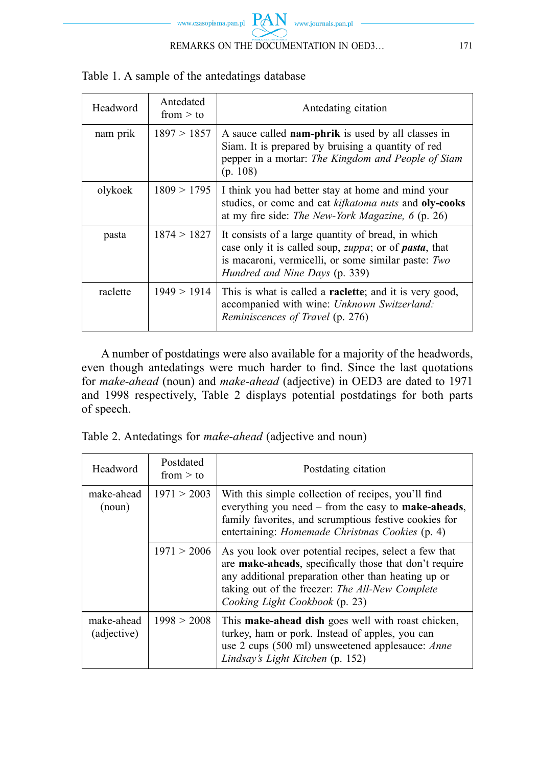Table 1. A sample of the antedatings database

| Headword | Antedated from > to | Antedating citation |
|---|---|---|
| nam prik | 1897 > 1857 | A sauce called **nam-phrik** is used by all classes in Siam. It is prepared by bruising a quantity of red pepper in a mortar: *The Kingdom and People of Siam* (p. 108) |
| olykoek | 1809 > 1795 | I think you had better stay at home and mind your studies, or come and eat *kifkatoma nuts* and **oly-cooks** at my fire side: *The New-York Magazine, 6* (p. 26) |
| pasta | 1874 > 1827 | It consists of a large quantity of bread, in which case only it is called soup, *zuppa*; or of ***pasta***, that is macaroni, vermicelli, or some similar paste: *Two Hundred and Nine Days* (p. 339) |
| raclette | 1949 > 1914 | This is what is called a **raclette**; and it is very good, accompanied with wine: *Unknown Switzerland: Reminiscences of Travel* (p. 276) |

A number of postdatings were also available for a majority of the headwords, even though antedatings were much harder to find. Since the last quotations for *make-ahead* (noun) and *make-ahead* (adjective) in OED3 are dated to 1971 and 1998 respectively, Table 2 displays potential postdatings for both parts of speech.

Table 2. Antedatings for *make-ahead* (adjective and noun)

| Headword | Postdated from > to | Postdating citation |
|---|---|---|
| make-ahead (noun) | 1971 > 2003 | With this simple collection of recipes, you'll find everything you need – from the easy to **make-aheads**, family favorites, and scrumptious festive cookies for entertaining: *Homemade Christmas Cookies* (p. 4) |
| | 1971 > 2006 | As you look over potential recipes, select a few that are **make-aheads**, specifically those that don't require any additional preparation other than heating up or taking out of the freezer: *The All-New Complete Cooking Light Cookbook* (p. 23) |
| make-ahead (adjective) | 1998 > 2008 | This **make-ahead dish** goes well with roast chicken, turkey, ham or pork. Instead of apples, you can use 2 cups (500 ml) unsweetened applesauce: *Anne Lindsay's Light Kitchen* (p. 152) |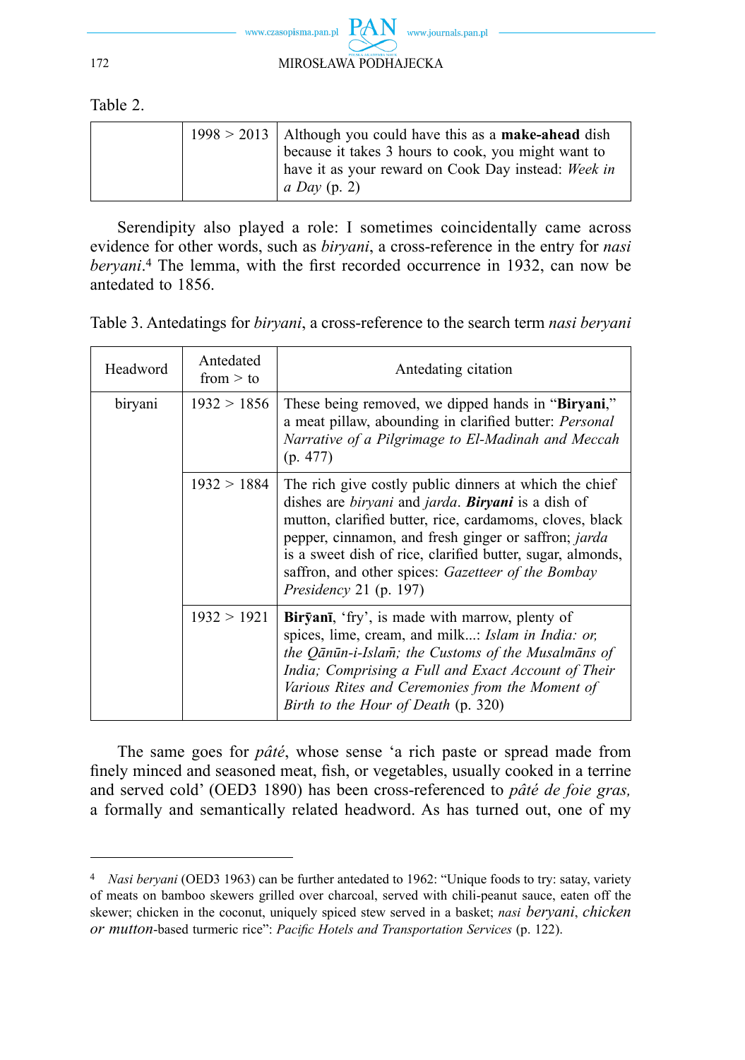Table 2.

| | | |
|---|---|---|
| | 1998 > 2013 | Although you could have this as a **make-ahead** dish because it takes 3 hours to cook, you might want to have it as your reward on Cook Day instead: *Week in a Day* (p. 2) |

Serendipity also played a role: I sometimes coincidentally came across evidence for other words, such as *biryani*, a cross-reference in the entry for *nasi beryani*.[4] The lemma, with the first recorded occurrence in 1932, can now be antedated to 1856.

Table 3. Antedatings for *biryani*, a cross-reference to the search term *nasi beryani*

| Headword | Antedated from > to | Antedating citation |
|---|---|---|
| biryani | 1932 > 1856 | These being removed, we dipped hands in "**Biryani**," a meat pillaw, abounding in clarified butter: *Personal Narrative of a Pilgrimage to El-Madinah and Meccah* (p. 477) |
| | 1932 > 1884 | The rich give costly public dinners at which the chief dishes are *biryani* and *jarda*. ***Biryani*** is a dish of mutton, clarified butter, rice, cardamoms, cloves, black pepper, cinnamon, and fresh ginger or saffron; *jarda* is a sweet dish of rice, clarified butter, sugar, almonds, saffron, and other spices: *Gazetteer of the Bombay Presidency* 21 (p. 197) |
| | 1932 > 1921 | **Biryānī**, 'fry', is made with marrow, plenty of spices, lime, cream, and milk...: *Islam in India: or, the Qānūn-i-Islām; the Customs of the Musalmāns of India; Comprising a Full and Exact Account of Their Various Rites and Ceremonies from the Moment of Birth to the Hour of Death* (p. 320) |

The same goes for *pâté*, whose sense 'a rich paste or spread made from finely minced and seasoned meat, fish, or vegetables, usually cooked in a terrine and served cold' (OED3 1890) has been cross-referenced to *pâté de foie gras,* a formally and semantically related headword. As has turned out, one of my

[4] *Nasi beryani* (OED3 1963) can be further antedated to 1962: "Unique foods to try: satay, variety of meats on bamboo skewers grilled over charcoal, served with chili-peanut sauce, eaten off the skewer; chicken in the coconut, uniquely spiced stew served in a basket; *nasi beryani*, *chicken or mutton*-based turmeric rice": *Pacific Hotels and Transportation Services* (p. 122).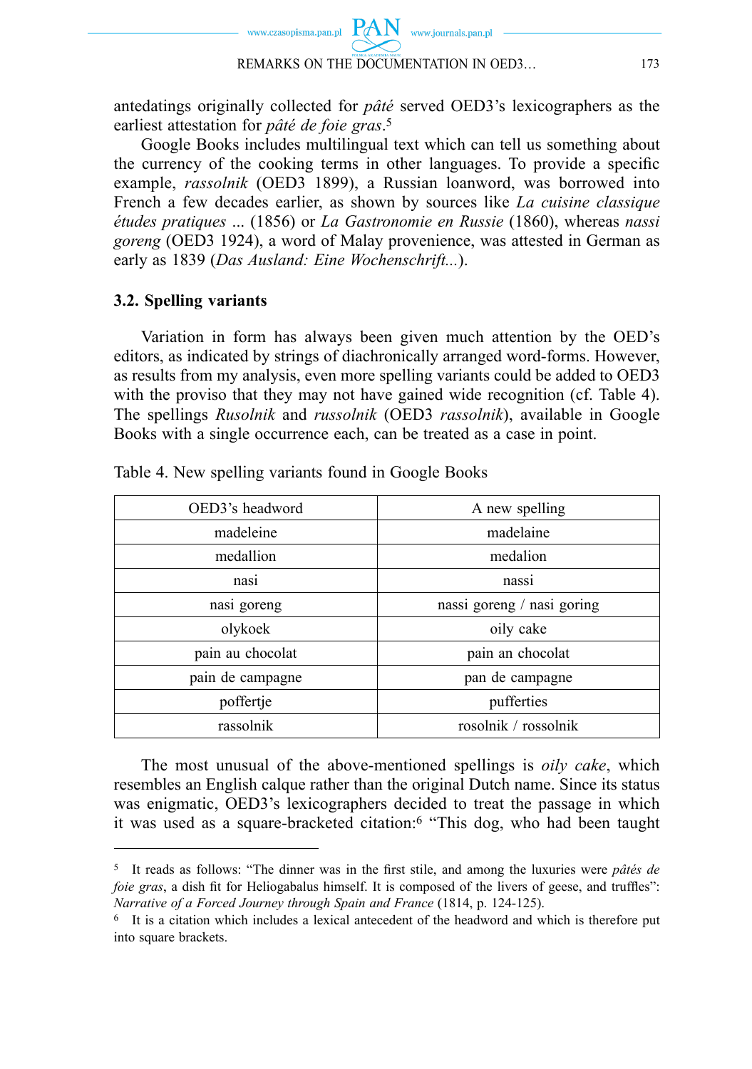antedatings originally collected for *pâté* served OED3's lexicographers as the earliest attestation for *pâté de foie gras*.[5]

Google Books includes multilingual text which can tell us something about the currency of the cooking terms in other languages. To provide a specific example, *rassolnik* (OED3 1899), a Russian loanword, was borrowed into French a few decades earlier, as shown by sources like *La cuisine classique études pratiques* ... (1856) or *La Gastronomie en Russie* (1860), whereas *nassi goreng* (OED3 1924), a word of Malay provenience, was attested in German as early as 1839 (*Das Ausland: Eine Wochenschrift...*).

### 3.2. Spelling variants

Variation in form has always been given much attention by the OED's editors, as indicated by strings of diachronically arranged word-forms. However, as results from my analysis, even more spelling variants could be added to OED3 with the proviso that they may not have gained wide recognition (cf. Table 4). The spellings *Rusolnik* and *russolnik* (OED3 *rassolnik*), available in Google Books with a single occurrence each, can be treated as a case in point.

Table 4. New spelling variants found in Google Books

| OED3's headword | A new spelling |
|---|---|
| madeleine | madelaine |
| medallion | medalion |
| nasi | nassi |
| nasi goreng | nassi goreng / nasi goring |
| olykoek | oily cake |
| pain au chocolat | pain an chocolat |
| pain de campagne | pan de campagne |
| poffertje | pufferties |
| rassolnik | rosolnik / rossolnik |

The most unusual of the above-mentioned spellings is *oily cake*, which resembles an English calque rather than the original Dutch name. Since its status was enigmatic, OED3's lexicographers decided to treat the passage in which it was used as a square-bracketed citation:[6] "This dog, who had been taught

---

[5] It reads as follows: "The dinner was in the first stile, and among the luxuries were *pâtés de foie gras*, a dish fit for Heliogabalus himself. It is composed of the livers of geese, and truffles": *Narrative of a Forced Journey through Spain and France* (1814, p. 124-125).

[6] It is a citation which includes a lexical antecedent of the headword and which is therefore put into square brackets.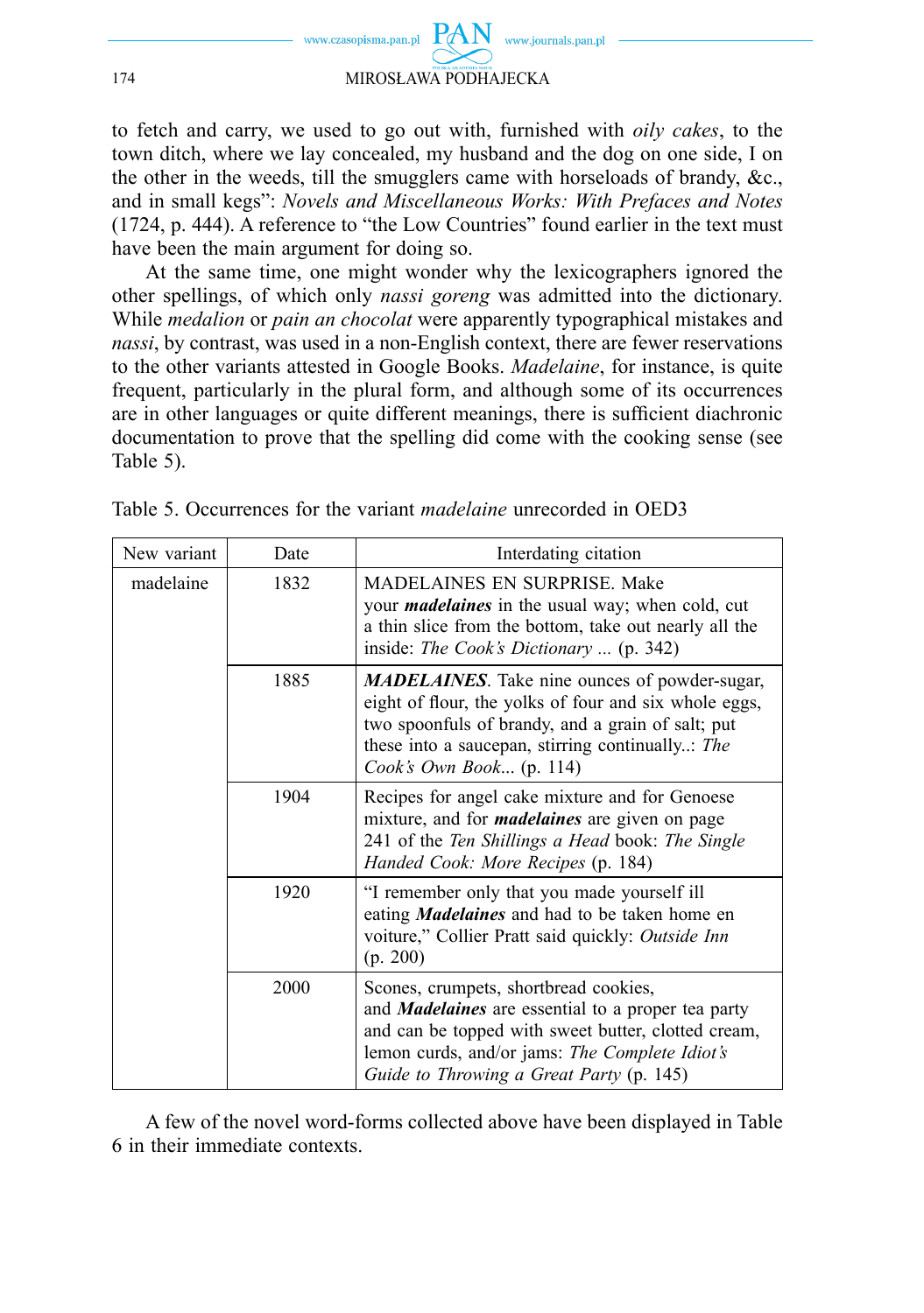to fetch and carry, we used to go out with, furnished with *oily cakes*, to the town ditch, where we lay concealed, my husband and the dog on one side, I on the other in the weeds, till the smugglers came with horseloads of brandy, &c., and in small kegs": *Novels and Miscellaneous Works: With Prefaces and Notes* (1724, p. 444). A reference to "the Low Countries" found earlier in the text must have been the main argument for doing so.

At the same time, one might wonder why the lexicographers ignored the other spellings, of which only *nassi goreng* was admitted into the dictionary. While *medalion* or *pain an chocolat* were apparently typographical mistakes and *nassi*, by contrast, was used in a non-English context, there are fewer reservations to the other variants attested in Google Books. *Madelaine*, for instance, is quite frequent, particularly in the plural form, and although some of its occurrences are in other languages or quite different meanings, there is sufficient diachronic documentation to prove that the spelling did come with the cooking sense (see Table 5).

Table 5. Occurrences for the variant *madelaine* unrecorded in OED3

| New variant | Date | Interdating citation |
|---|---|---|
| madelaine | 1832 | MADELAINES EN SURPRISE. Make your ***madelaines*** in the usual way; when cold, cut a thin slice from the bottom, take out nearly all the inside: *The Cook's Dictionary ...* (p. 342) |
| | 1885 | ***MADELAINES***. Take nine ounces of powder-sugar, eight of flour, the yolks of four and six whole eggs, two spoonfuls of brandy, and a grain of salt; put these into a saucepan, stirring continually..: *The Cook's Own Book...* (p. 114) |
| | 1904 | Recipes for angel cake mixture and for Genoese mixture, and for ***madelaines*** are given on page 241 of the *Ten Shillings a Head* book: *The Single Handed Cook: More Recipes* (p. 184) |
| | 1920 | "I remember only that you made yourself ill eating ***Madelaines*** and had to be taken home en voiture," Collier Pratt said quickly: *Outside Inn* (p. 200) |
| | 2000 | Scones, crumpets, shortbread cookies, and ***Madelaines*** are essential to a proper tea party and can be topped with sweet butter, clotted cream, lemon curds, and/or jams: *The Complete Idiot's Guide to Throwing a Great Party* (p. 145) |

A few of the novel word-forms collected above have been displayed in Table 6 in their immediate contexts.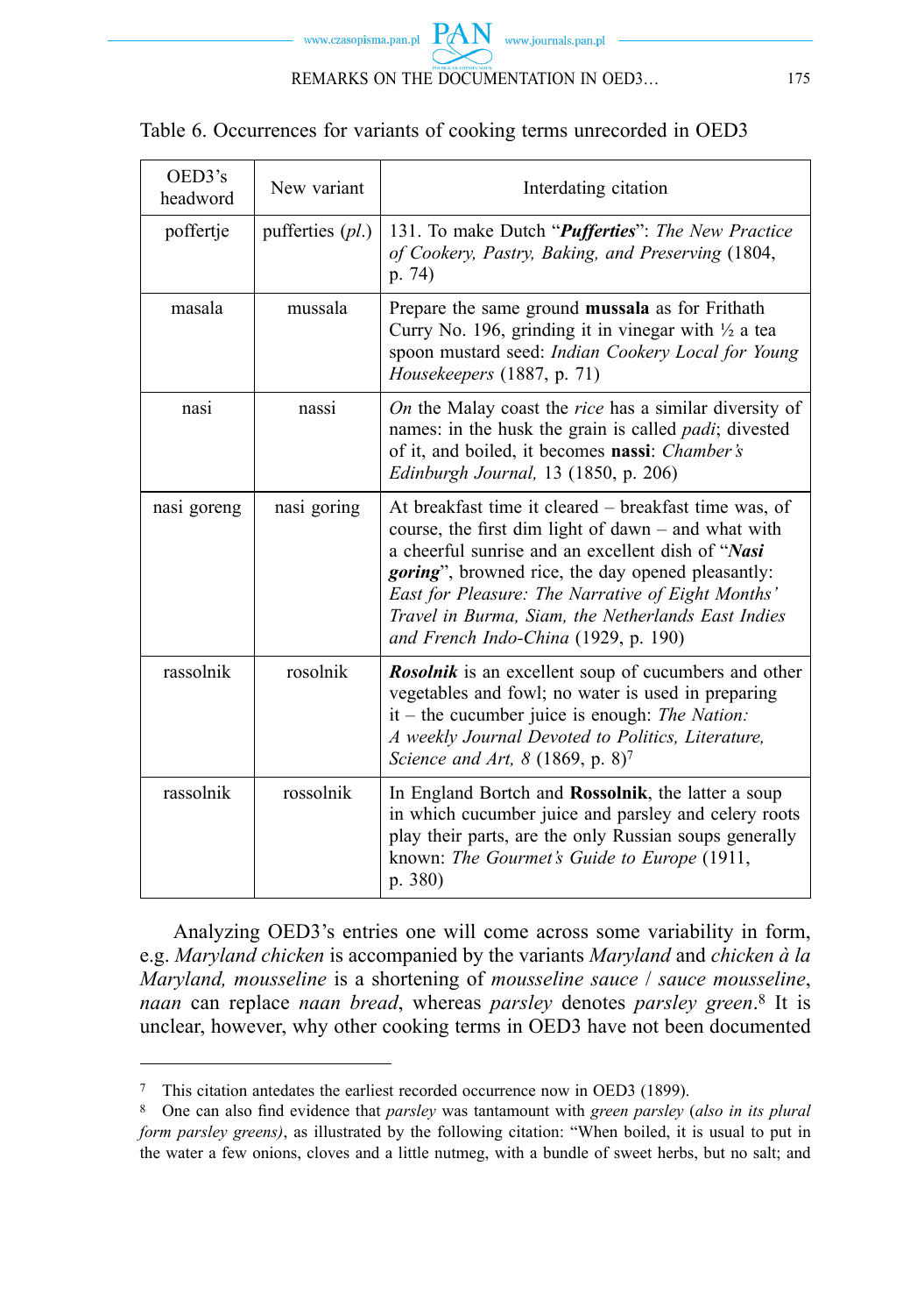Table 6. Occurrences for variants of cooking terms unrecorded in OED3

| OED3's headword | New variant | Interdating citation |
|---|---|---|
| poffertje | pufferties (*pl.*) | 131. To make Dutch "***Pufferties***": *The New Practice of Cookery, Pastry, Baking, and Preserving* (1804, p. 74) |
| masala | mussala | Prepare the same ground **mussala** as for Frithath Curry No. 196, grinding it in vinegar with ½ a tea spoon mustard seed: *Indian Cookery Local for Young Housekeepers* (1887, p. 71) |
| nasi | nassi | *On* the Malay coast the *rice* has a similar diversity of names: in the husk the grain is called *padi*; divested of it, and boiled, it becomes **nassi**: *Chamber's Edinburgh Journal,* 13 (1850, p. 206) |
| nasi goreng | nasi goring | At breakfast time it cleared – breakfast time was, of course, the first dim light of dawn – and what with a cheerful sunrise and an excellent dish of "***Nasi goring***", browned rice, the day opened pleasantly: *East for Pleasure: The Narrative of Eight Months' Travel in Burma, Siam, the Netherlands East Indies and French Indo-China* (1929, p. 190) |
| rassolnik | rosolnik | ***Rosolnik*** is an excellent soup of cucumbers and other vegetables and fowl; no water is used in preparing it – the cucumber juice is enough: *The Nation: A weekly Journal Devoted to Politics, Literature, Science and Art, 8* (1869, p. 8)[7] |
| rassolnik | rossolnik | In England Bortch and **Rossolnik**, the latter a soup in which cucumber juice and parsley and celery roots play their parts, are the only Russian soups generally known: *The Gourmet's Guide to Europe* (1911, p. 380) |

Analyzing OED3's entries one will come across some variability in form, e.g. *Maryland chicken* is accompanied by the variants *Maryland* and *chicken à la Maryland, mousseline* is a shortening of *mousseline sauce* / *sauce mousseline*, *naan* can replace *naan bread*, whereas *parsley* denotes *parsley green*.[8] It is unclear, however, why other cooking terms in OED3 have not been documented

[7] This citation antedates the earliest recorded occurrence now in OED3 (1899).

[8] One can also find evidence that *parsley* was tantamount with *green parsley* (*also in its plural form parsley greens)*, as illustrated by the following citation: "When boiled, it is usual to put in the water a few onions, cloves and a little nutmeg, with a bundle of sweet herbs, but no salt; and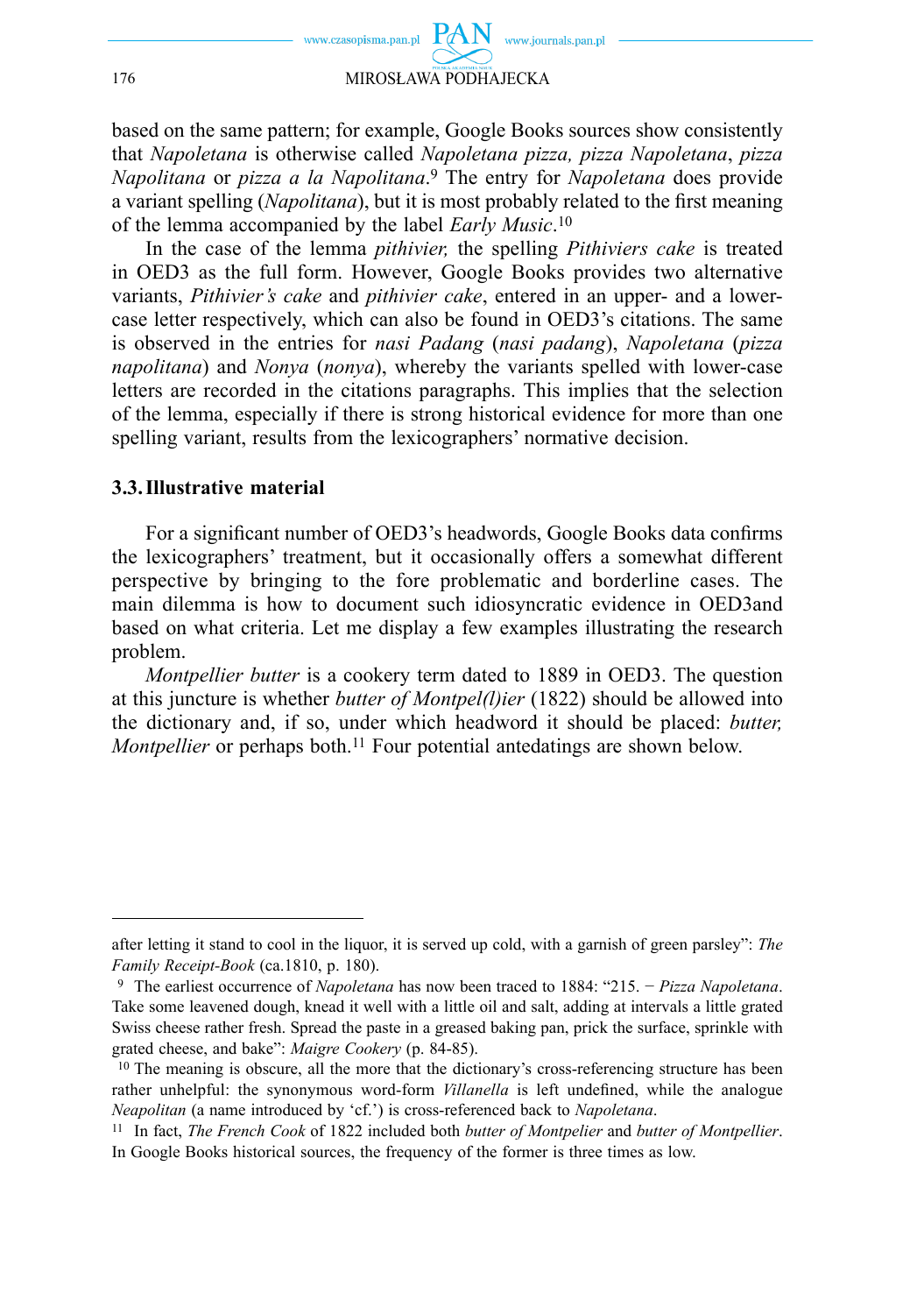based on the same pattern; for example, Google Books sources show consistently that *Napoletana* is otherwise called *Napoletana pizza, pizza Napoletana*, *pizza Napolitana* or *pizza a la Napolitana*.[9] The entry for *Napoletana* does provide a variant spelling (*Napolitana*), but it is most probably related to the first meaning of the lemma accompanied by the label *Early Music*.[10]

In the case of the lemma *pithivier,* the spelling *Pithiviers cake* is treated in OED3 as the full form. However, Google Books provides two alternative variants, *Pithivier's cake* and *pithivier cake*, entered in an upper- and a lower-case letter respectively, which can also be found in OED3's citations. The same is observed in the entries for *nasi Padang* (*nasi padang*), *Napoletana* (*pizza napolitana*) and *Nonya* (*nonya*), whereby the variants spelled with lower-case letters are recorded in the citations paragraphs. This implies that the selection of the lemma, especially if there is strong historical evidence for more than one spelling variant, results from the lexicographers' normative decision.

### 3.3. Illustrative material

For a significant number of OED3's headwords, Google Books data confirms the lexicographers' treatment, but it occasionally offers a somewhat different perspective by bringing to the fore problematic and borderline cases. The main dilemma is how to document such idiosyncratic evidence in OED3and based on what criteria. Let me display a few examples illustrating the research problem.

*Montpellier butter* is a cookery term dated to 1889 in OED3. The question at this juncture is whether *butter of Montpel(l)ier* (1822) should be allowed into the dictionary and, if so, under which headword it should be placed: *butter, Montpellier* or perhaps both.[11] Four potential antedatings are shown below.

---

after letting it stand to cool in the liquor, it is served up cold, with a garnish of green parsley": *The Family Receipt-Book* (ca.1810, p. 180).

[9] The earliest occurrence of *Napoletana* has now been traced to 1884: "215. − *Pizza Napoletana*. Take some leavened dough, knead it well with a little oil and salt, adding at intervals a little grated Swiss cheese rather fresh. Spread the paste in a greased baking pan, prick the surface, sprinkle with grated cheese, and bake": *Maigre Cookery* (p. 84-85).

[10] The meaning is obscure, all the more that the dictionary's cross-referencing structure has been rather unhelpful: the synonymous word-form *Villanella* is left undefined, while the analogue *Neapolitan* (a name introduced by 'cf.') is cross-referenced back to *Napoletana*.

[11] In fact, *The French Cook* of 1822 included both *butter of Montpelier* and *butter of Montpellier*. In Google Books historical sources, the frequency of the former is three times as low.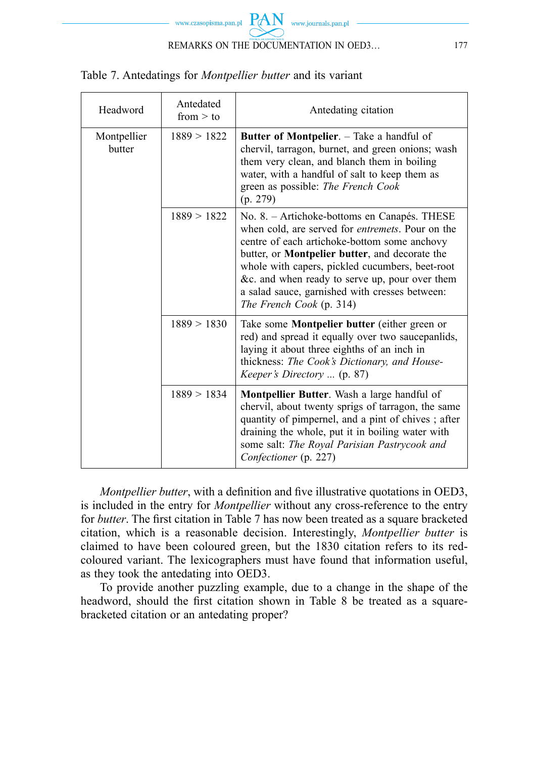Table 7. Antedatings for *Montpellier butter* and its variant

| Headword | Antedated from > to | Antedating citation |
|---|---|---|
| Montpellier butter | 1889 > 1822 | **Butter of Montpelier**. – Take a handful of chervil, tarragon, burnet, and green onions; wash them very clean, and blanch them in boiling water, with a handful of salt to keep them as green as possible: *The French Cook* (p. 279) |
| | 1889 > 1822 | No. 8. – Artichoke-bottoms en Canapés. THESE when cold, are served for *entremets*. Pour on the centre of each artichoke-bottom some anchovy butter, or **Montpelier butter**, and decorate the whole with capers, pickled cucumbers, beet-root &c. and when ready to serve up, pour over them a salad sauce, garnished with cresses between: *The French Cook* (p. 314) |
| | 1889 > 1830 | Take some **Montpelier butter** (either green or red) and spread it equally over two saucepanlids, laying it about three eighths of an inch in thickness: *The Cook's Dictionary, and House-Keeper's Directory ...* (p. 87) |
| | 1889 > 1834 | **Montpellier Butter**. Wash a large handful of chervil, about twenty sprigs of tarragon, the same quantity of pimpernel, and a pint of chives ; after draining the whole, put it in boiling water with some salt: *The Royal Parisian Pastrycook and Confectioner* (p. 227) |

*Montpellier butter*, with a definition and five illustrative quotations in OED3, is included in the entry for *Montpellier* without any cross-reference to the entry for *butter*. The first citation in Table 7 has now been treated as a square bracketed citation, which is a reasonable decision. Interestingly, *Montpellier butter* is claimed to have been coloured green, but the 1830 citation refers to its red-coloured variant. The lexicographers must have found that information useful, as they took the antedating into OED3.

To provide another puzzling example, due to a change in the shape of the headword, should the first citation shown in Table 8 be treated as a square-bracketed citation or an antedating proper?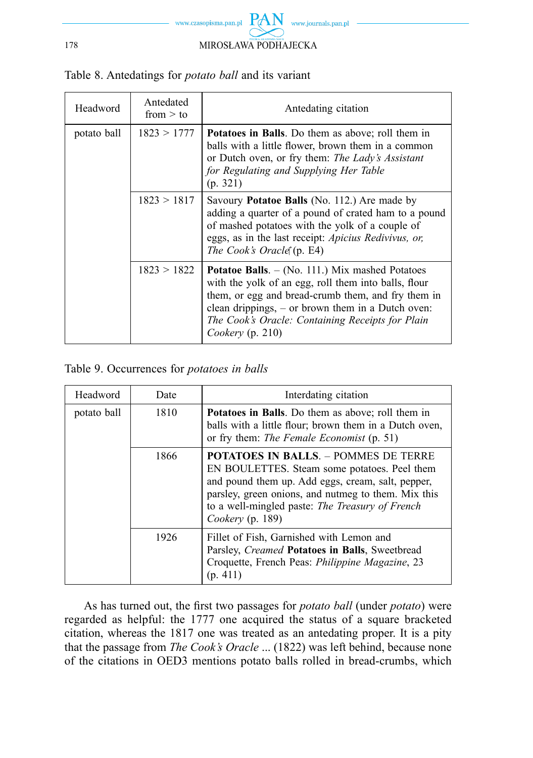Table 8. Antedatings for *potato ball* and its variant

| Headword | Antedated from > to | Antedating citation |
|---|---|---|
| potato ball | 1823 > 1777 | **Potatoes in Balls**. Do them as above; roll them in balls with a little flower, brown them in a common or Dutch oven, or fry them: *The Lady's Assistant for Regulating and Supplying Her Table* (p. 321) |
| | 1823 > 1817 | Savoury **Potatoe Balls** (No. 112.) Are made by adding a quarter of a pound of crated ham to a pound of mashed potatoes with the yolk of a couple of eggs, as in the last receipt: *Apicius Redivivus, or, The Cook's Oracle* (p. E4) |
| | 1823 > 1822 | **Potatoe Balls**. – (No. 111.) Mix mashed Potatoes with the yolk of an egg, roll them into balls, flour them, or egg and bread-crumb them, and fry them in clean drippings, – or brown them in a Dutch oven: *The Cook's Oracle: Containing Receipts for Plain Cookery* (p. 210) |

Table 9. Occurrences for *potatoes in balls*

| Headword | Date | Interdating citation |
|---|---|---|
| potato ball | 1810 | **Potatoes in Balls**. Do them as above; roll them in balls with a little flour; brown them in a Dutch oven, or fry them: *The Female Economist* (p. 51) |
| | 1866 | **POTATOES IN BALLS**. – POMMES DE TERRE EN BOULETTES. Steam some potatoes. Peel them and pound them up. Add eggs, cream, salt, pepper, parsley, green onions, and nutmeg to them. Mix this to a well-mingled paste: *The Treasury of French Cookery* (p. 189) |
| | 1926 | Fillet of Fish, Garnished with Lemon and Parsley, *Creamed* **Potatoes in Balls**, Sweetbread Croquette, French Peas: *Philippine Magazine*, 23 (p. 411) |

As has turned out, the first two passages for *potato ball* (under *potato*) were regarded as helpful: the 1777 one acquired the status of a square bracketed citation, whereas the 1817 one was treated as an antedating proper. It is a pity that the passage from *The Cook's Oracle* ... (1822) was left behind, because none of the citations in OED3 mentions potato balls rolled in bread-crumbs, which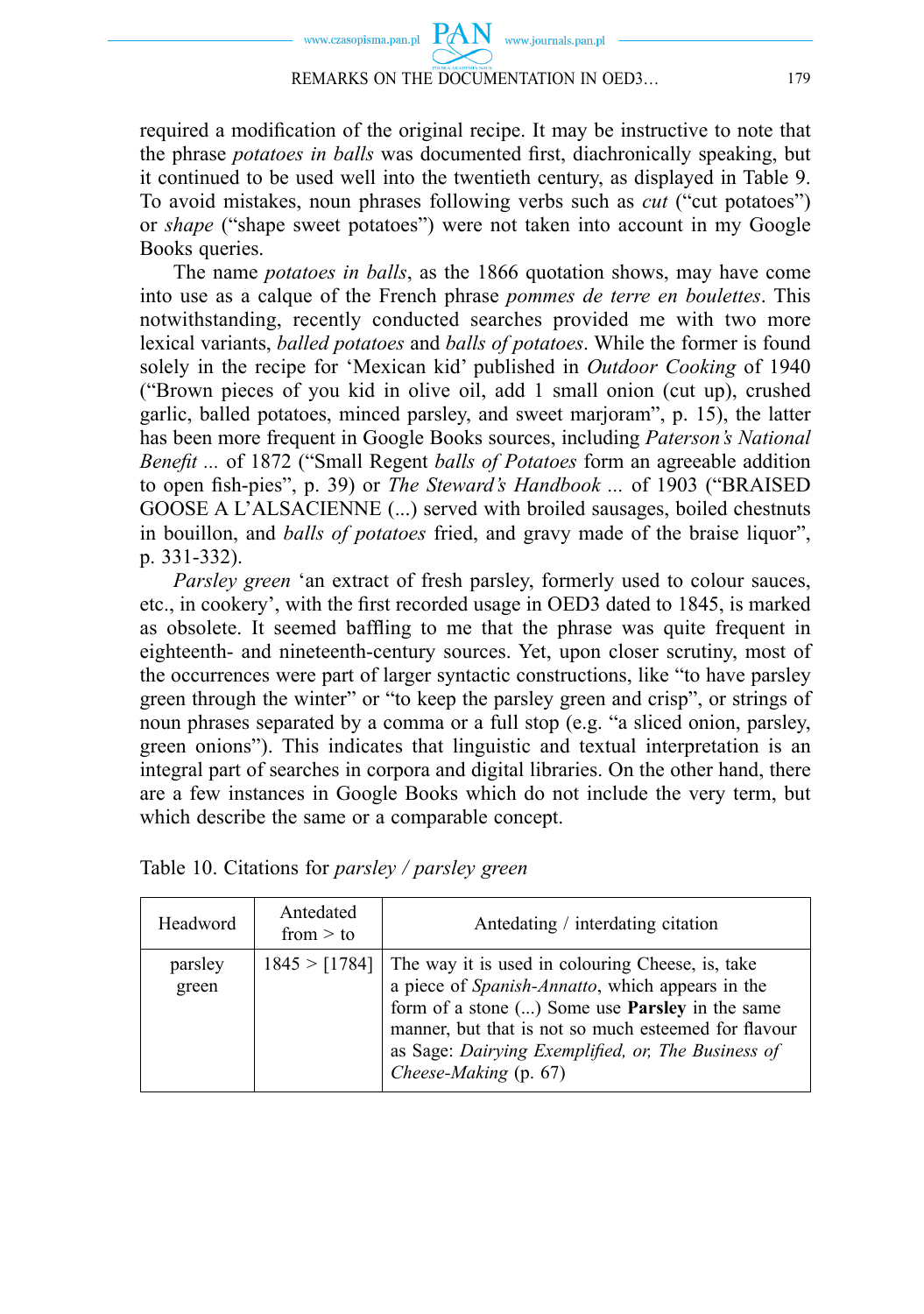required a modification of the original recipe. It may be instructive to note that the phrase *potatoes in balls* was documented first, diachronically speaking, but it continued to be used well into the twentieth century, as displayed in Table 9. To avoid mistakes, noun phrases following verbs such as *cut* ("cut potatoes") or *shape* ("shape sweet potatoes") were not taken into account in my Google Books queries.

The name *potatoes in balls*, as the 1866 quotation shows, may have come into use as a calque of the French phrase *pommes de terre en boulettes*. This notwithstanding, recently conducted searches provided me with two more lexical variants, *balled potatoes* and *balls of potatoes*. While the former is found solely in the recipe for 'Mexican kid' published in *Outdoor Cooking* of 1940 ("Brown pieces of you kid in olive oil, add 1 small onion (cut up), crushed garlic, balled potatoes, minced parsley, and sweet marjoram", p. 15), the latter has been more frequent in Google Books sources, including *Paterson's National Benefit ...* of 1872 ("Small Regent *balls of Potatoes* form an agreeable addition to open fish-pies", p. 39) or *The Steward's Handbook ...* of 1903 ("BRAISED GOOSE A L'ALSACIENNE (...) served with broiled sausages, boiled chestnuts in bouillon, and *balls of potatoes* fried, and gravy made of the braise liquor", p. 331-332).

*Parsley green* 'an extract of fresh parsley, formerly used to colour sauces, etc., in cookery', with the first recorded usage in OED3 dated to 1845, is marked as obsolete. It seemed baffling to me that the phrase was quite frequent in eighteenth- and nineteenth-century sources. Yet, upon closer scrutiny, most of the occurrences were part of larger syntactic constructions, like "to have parsley green through the winter" or "to keep the parsley green and crisp", or strings of noun phrases separated by a comma or a full stop (e.g. "a sliced onion, parsley, green onions"). This indicates that linguistic and textual interpretation is an integral part of searches in corpora and digital libraries. On the other hand, there are a few instances in Google Books which do not include the very term, but which describe the same or a comparable concept.

Table 10. Citations for *parsley / parsley green*

| Headword | Antedated from > to | Antedating / interdating citation |
|---|---|---|
| parsley green | 1845 > [1784] | The way it is used in colouring Cheese, is, take a piece of *Spanish-Annatto*, which appears in the form of a stone (...) Some use **Parsley** in the same manner, but that is not so much esteemed for flavour as Sage: *Dairying Exemplified, or, The Business of Cheese-Making* (p. 67) |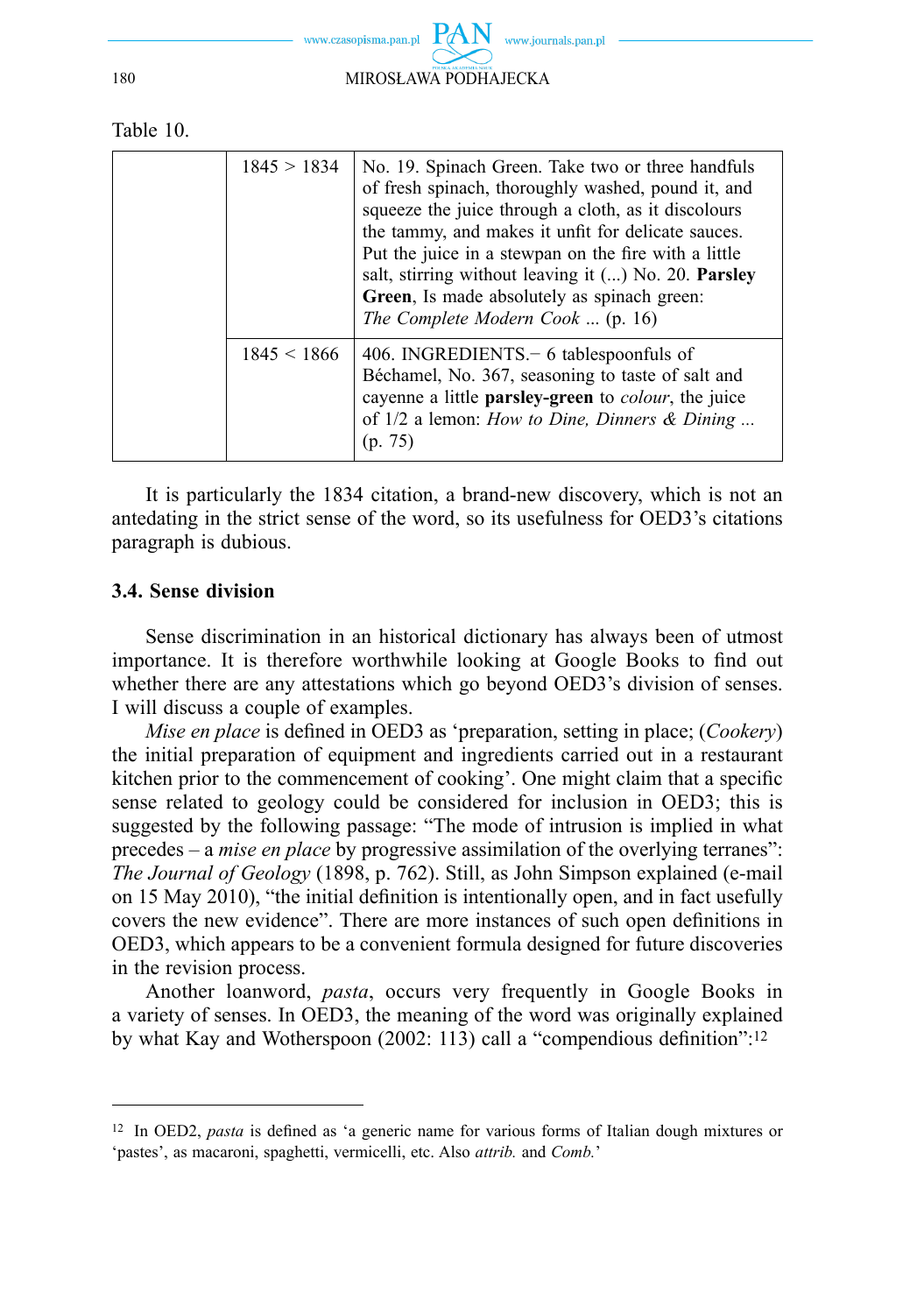Table 10.

| | | |
|---|---|---|
| | 1845 > 1834 | No. 19. Spinach Green. Take two or three handfuls of fresh spinach, thoroughly washed, pound it, and squeeze the juice through a cloth, as it discolours the tammy, and makes it unfit for delicate sauces. Put the juice in a stewpan on the fire with a little salt, stirring without leaving it (...) No. 20. **Parsley Green**, Is made absolutely as spinach green: *The Complete Modern Cook* ... (p. 16) |
| | 1845 < 1866 | 406. INGREDIENTS.− 6 tablespoonfuls of Béchamel, No. 367, seasoning to taste of salt and cayenne a little **parsley-green** to *colour*, the juice of 1/2 a lemon: *How to Dine, Dinners & Dining* ... (p. 75) |

It is particularly the 1834 citation, a brand-new discovery, which is not an antedating in the strict sense of the word, so its usefulness for OED3's citations paragraph is dubious.

### 3.4. Sense division

Sense discrimination in an historical dictionary has always been of utmost importance. It is therefore worthwhile looking at Google Books to find out whether there are any attestations which go beyond OED3's division of senses. I will discuss a couple of examples.

*Mise en place* is defined in OED3 as 'preparation, setting in place; (*Cookery*) the initial preparation of equipment and ingredients carried out in a restaurant kitchen prior to the commencement of cooking'. One might claim that a specific sense related to geology could be considered for inclusion in OED3; this is suggested by the following passage: "The mode of intrusion is implied in what precedes – a *mise en place* by progressive assimilation of the overlying terranes": *The Journal of Geology* (1898, p. 762). Still, as John Simpson explained (e-mail on 15 May 2010), "the initial definition is intentionally open, and in fact usefully covers the new evidence". There are more instances of such open definitions in OED3, which appears to be a convenient formula designed for future discoveries in the revision process.

Another loanword, *pasta*, occurs very frequently in Google Books in a variety of senses. In OED3, the meaning of the word was originally explained by what Kay and Wotherspoon (2002: 113) call a "compendious definition":[12]

[12] In OED2, *pasta* is defined as 'a generic name for various forms of Italian dough mixtures or 'pastes', as macaroni, spaghetti, vermicelli, etc. Also *attrib.* and *Comb.*'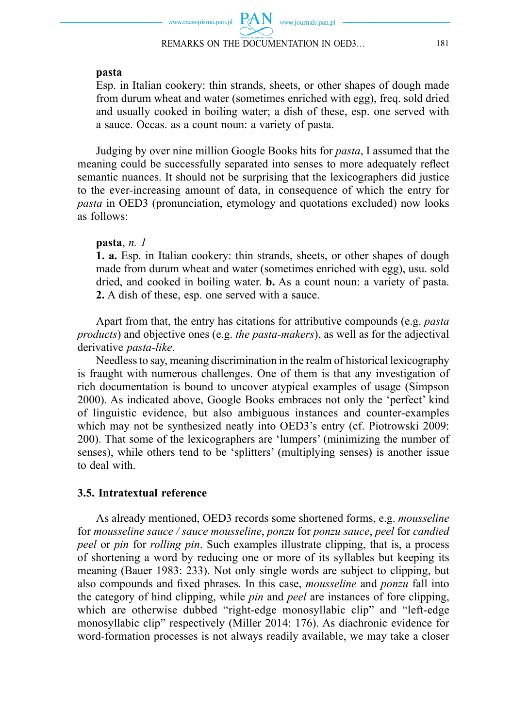**pasta**
Esp. in Italian cookery: thin strands, sheets, or other shapes of dough made from durum wheat and water (sometimes enriched with egg), freq. sold dried and usually cooked in boiling water; a dish of these, esp. one served with a sauce. Occas. as a count noun: a variety of pasta.

Judging by over nine million Google Books hits for *pasta*, I assumed that the meaning could be successfully separated into senses to more adequately reflect semantic nuances. It should not be surprising that the lexicographers did justice to the ever-increasing amount of data, in consequence of which the entry for *pasta* in OED3 (pronunciation, etymology and quotations excluded) now looks as follows:

**pasta**, *n. 1*
**1. a.** Esp. in Italian cookery: thin strands, sheets, or other shapes of dough made from durum wheat and water (sometimes enriched with egg), usu. sold dried, and cooked in boiling water. **b.** As a count noun: a variety of pasta. **2.** A dish of these, esp. one served with a sauce.

Apart from that, the entry has citations for attributive compounds (e.g. *pasta products*) and objective ones (e.g. *the pasta-makers*), as well as for the adjectival derivative *pasta-like*.

Needless to say, meaning discrimination in the realm of historical lexicography is fraught with numerous challenges. One of them is that any investigation of rich documentation is bound to uncover atypical examples of usage (Simpson 2000). As indicated above, Google Books embraces not only the 'perfect' kind of linguistic evidence, but also ambiguous instances and counter-examples which may not be synthesized neatly into OED3's entry (cf. Piotrowski 2009: 200). That some of the lexicographers are 'lumpers' (minimizing the number of senses), while others tend to be 'splitters' (multiplying senses) is another issue to deal with.

### 3.5. Intratextual reference

As already mentioned, OED3 records some shortened forms, e.g. *mousseline* for *mousseline sauce / sauce mousseline*, *ponzu* for *ponzu sauce*, *peel* for *candied peel* or *pin* for *rolling pin*. Such examples illustrate clipping, that is, a process of shortening a word by reducing one or more of its syllables but keeping its meaning (Bauer 1983: 233). Not only single words are subject to clipping, but also compounds and fixed phrases. In this case, *mousseline* and *ponzu* fall into the category of hind clipping, while *pin* and *peel* are instances of fore clipping, which are otherwise dubbed "right-edge monosyllabic clip" and "left-edge monosyllabic clip" respectively (Miller 2014: 176). As diachronic evidence for word-formation processes is not always readily available, we may take a closer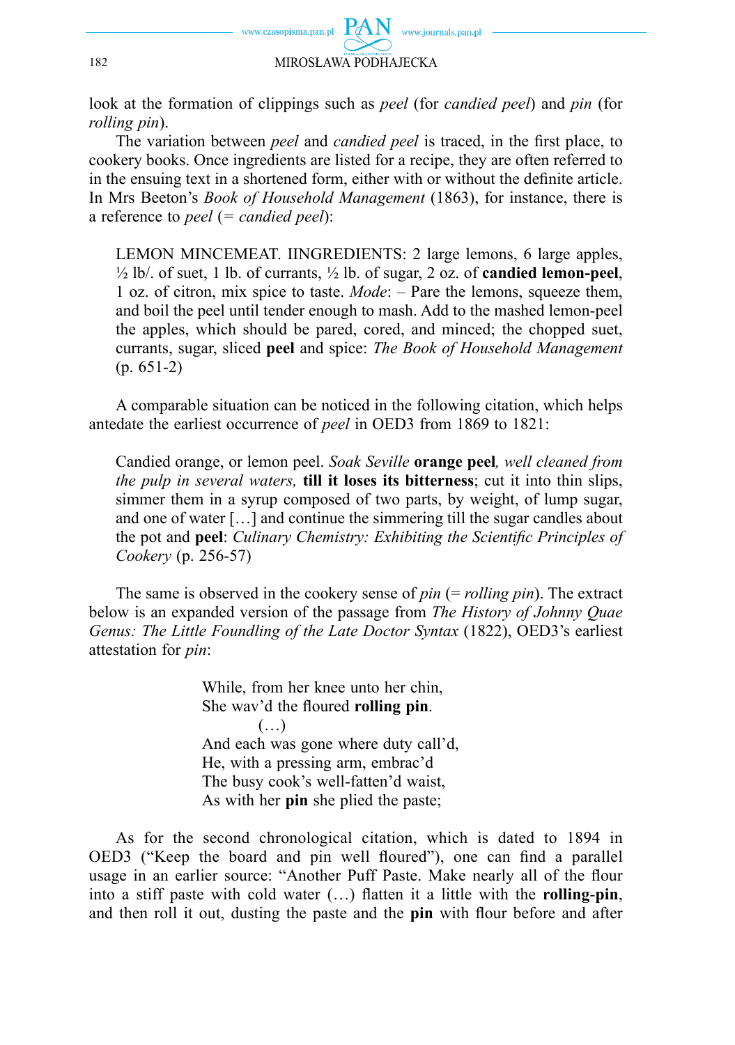look at the formation of clippings such as *peel* (for *candied peel*) and *pin* (for *rolling pin*).

The variation between *peel* and *candied peel* is traced, in the first place, to cookery books. Once ingredients are listed for a recipe, they are often referred to in the ensuing text in a shortened form, either with or without the definite article. In Mrs Beeton's *Book of Household Management* (1863), for instance, there is a reference to *peel* (= *candied peel*):

> LEMON MINCEMEAT. IINGREDIENTS: 2 large lemons, 6 large apples, ½ lb/. of suet, 1 lb. of currants, ½ lb. of sugar, 2 oz. of **candied lemon-peel**, 1 oz. of citron, mix spice to taste. *Mode*: – Pare the lemons, squeeze them, and boil the peel until tender enough to mash. Add to the mashed lemon-peel the apples, which should be pared, cored, and minced; the chopped suet, currants, sugar, sliced **peel** and spice: *The Book of Household Management* (p. 651-2)

A comparable situation can be noticed in the following citation, which helps antedate the earliest occurrence of *peel* in OED3 from 1869 to 1821:

> Candied orange, or lemon peel. *Soak Seville* **orange peel***, well cleaned from the pulp in several waters,* **till it loses its bitterness**; cut it into thin slips, simmer them in a syrup composed of two parts, by weight, of lump sugar, and one of water […] and continue the simmering till the sugar candles about the pot and **peel**: *Culinary Chemistry: Exhibiting the Scientific Principles of Cookery* (p. 256-57)

The same is observed in the cookery sense of *pin* (= *rolling pin*). The extract below is an expanded version of the passage from *The History of Johnny Quae Genus: The Little Foundling of the Late Doctor Syntax* (1822), OED3's earliest attestation for *pin*:

> While, from her knee unto her chin,  
> She wav'd the floured **rolling pin**.  
> (…)  
> And each was gone where duty call'd,  
> He, with a pressing arm, embrac'd  
> The busy cook's well-fatten'd waist,  
> As with her **pin** she plied the paste;

As for the second chronological citation, which is dated to 1894 in OED3 ("Keep the board and pin well floured"), one can find a parallel usage in an earlier source: "Another Puff Paste. Make nearly all of the flour into a stiff paste with cold water (…) flatten it a little with the **rolling-pin**, and then roll it out, dusting the paste and the **pin** with flour before and after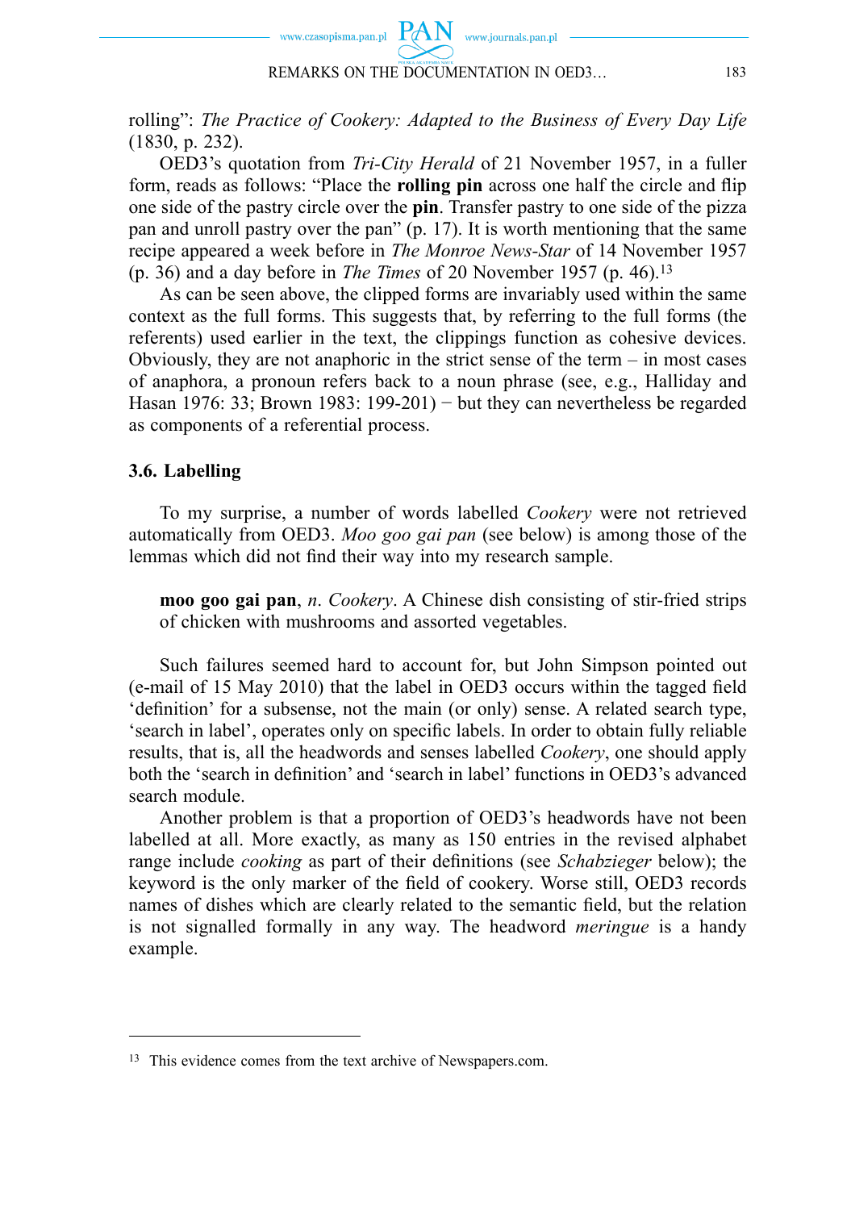rolling": *The Practice of Cookery: Adapted to the Business of Every Day Life* (1830, p. 232).

OED3's quotation from *Tri-City Herald* of 21 November 1957, in a fuller form, reads as follows: "Place the **rolling pin** across one half the circle and flip one side of the pastry circle over the **pin**. Transfer pastry to one side of the pizza pan and unroll pastry over the pan" (p. 17). It is worth mentioning that the same recipe appeared a week before in *The Monroe News-Star* of 14 November 1957 (p. 36) and a day before in *The Times* of 20 November 1957 (p. 46).[13]

As can be seen above, the clipped forms are invariably used within the same context as the full forms. This suggests that, by referring to the full forms (the referents) used earlier in the text, the clippings function as cohesive devices. Obviously, they are not anaphoric in the strict sense of the term – in most cases of anaphora, a pronoun refers back to a noun phrase (see, e.g., Halliday and Hasan 1976: 33; Brown 1983: 199-201) − but they can nevertheless be regarded as components of a referential process.

### 3.6. Labelling

To my surprise, a number of words labelled *Cookery* were not retrieved automatically from OED3. *Moo goo gai pan* (see below) is among those of the lemmas which did not find their way into my research sample.

> **moo goo gai pan**, *n*. *Cookery*. A Chinese dish consisting of stir-fried strips of chicken with mushrooms and assorted vegetables.

Such failures seemed hard to account for, but John Simpson pointed out (e-mail of 15 May 2010) that the label in OED3 occurs within the tagged field 'definition' for a subsense, not the main (or only) sense. A related search type, 'search in label', operates only on specific labels. In order to obtain fully reliable results, that is, all the headwords and senses labelled *Cookery*, one should apply both the 'search in definition' and 'search in label' functions in OED3's advanced search module.

Another problem is that a proportion of OED3's headwords have not been labelled at all. More exactly, as many as 150 entries in the revised alphabet range include *cooking* as part of their definitions (see *Schabzieger* below); the keyword is the only marker of the field of cookery. Worse still, OED3 records names of dishes which are clearly related to the semantic field, but the relation is not signalled formally in any way. The headword *meringue* is a handy example.

[13] This evidence comes from the text archive of Newspapers.com.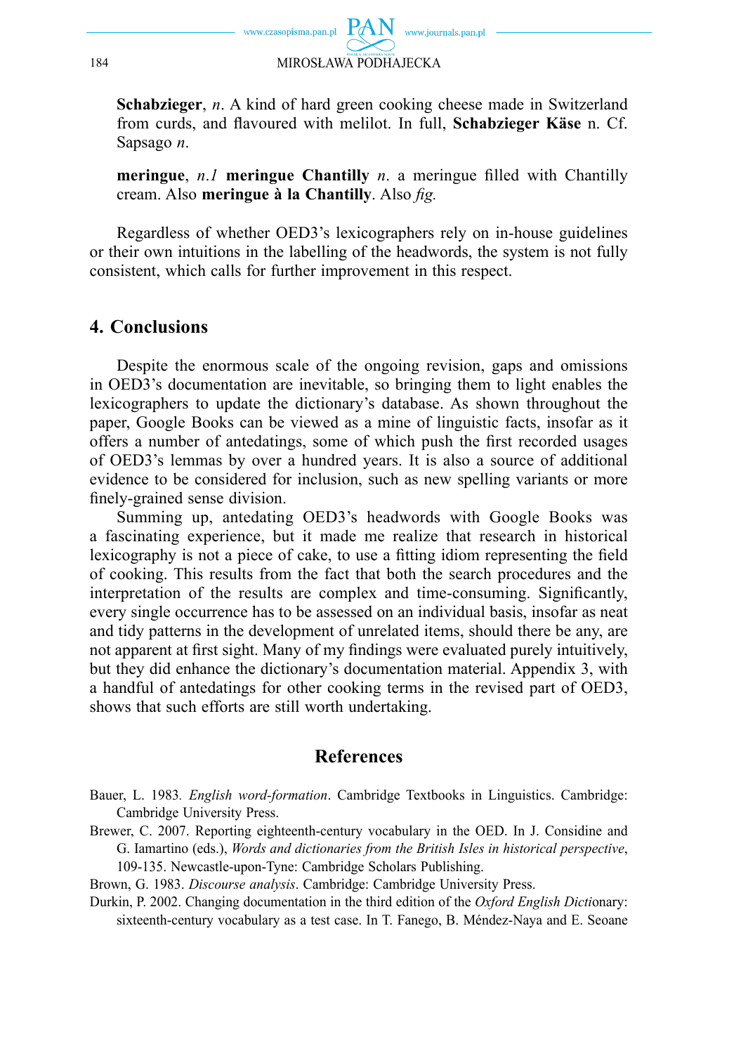**Schabzieger**, *n*. A kind of hard green cooking cheese made in Switzerland from curds, and flavoured with melilot. In full, **Schabzieger Käse** n. Cf. Sapsago *n*.

**meringue**, *n.1* **meringue Chantilly** *n*. a meringue filled with Chantilly cream. Also **meringue à la Chantilly**. Also *fig.*

Regardless of whether OED3's lexicographers rely on in-house guidelines or their own intuitions in the labelling of the headwords, the system is not fully consistent, which calls for further improvement in this respect.

## 4. Conclusions

Despite the enormous scale of the ongoing revision, gaps and omissions in OED3's documentation are inevitable, so bringing them to light enables the lexicographers to update the dictionary's database. As shown throughout the paper, Google Books can be viewed as a mine of linguistic facts, insofar as it offers a number of antedatings, some of which push the first recorded usages of OED3's lemmas by over a hundred years. It is also a source of additional evidence to be considered for inclusion, such as new spelling variants or more finely-grained sense division.

Summing up, antedating OED3's headwords with Google Books was a fascinating experience, but it made me realize that research in historical lexicography is not a piece of cake, to use a fitting idiom representing the field of cooking. This results from the fact that both the search procedures and the interpretation of the results are complex and time-consuming. Significantly, every single occurrence has to be assessed on an individual basis, insofar as neat and tidy patterns in the development of unrelated items, should there be any, are not apparent at first sight. Many of my findings were evaluated purely intuitively, but they did enhance the dictionary's documentation material. Appendix 3, with a handful of antedatings for other cooking terms in the revised part of OED3, shows that such efforts are still worth undertaking.

## References

Bauer, L. 1983. *English word-formation*. Cambridge Textbooks in Linguistics. Cambridge: Cambridge University Press.

Brewer, C. 2007. Reporting eighteenth-century vocabulary in the OED. In J. Considine and G. Iamartino (eds.), *Words and dictionaries from the British Isles in historical perspective*, 109-135. Newcastle-upon-Tyne: Cambridge Scholars Publishing.

Brown, G. 1983. *Discourse analysis*. Cambridge: Cambridge University Press.

Durkin, P. 2002. Changing documentation in the third edition of the *Oxford English Dictionary*: sixteenth-century vocabulary as a test case. In T. Fanego, B. Méndez-Naya and E. Seoane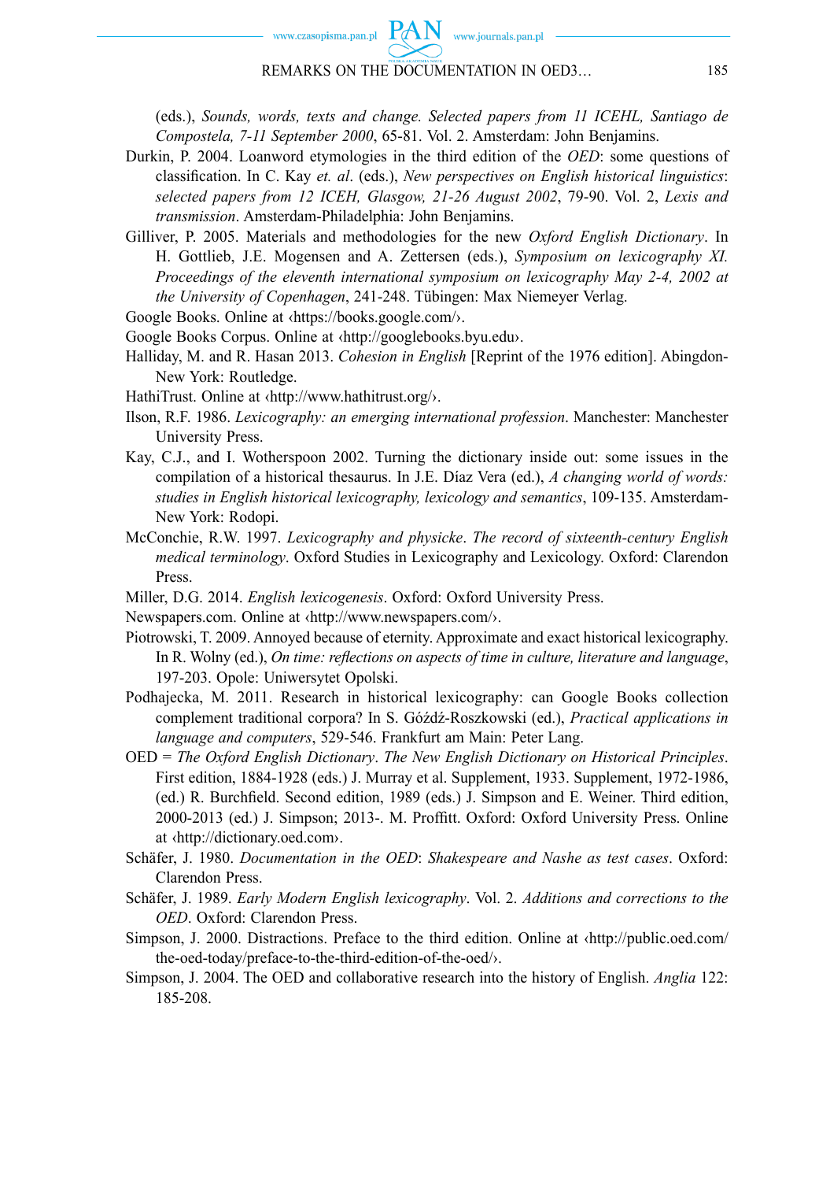(eds.), *Sounds, words, texts and change. Selected papers from 11 ICEHL, Santiago de Compostela, 7-11 September 2000*, 65-81. Vol. 2. Amsterdam: John Benjamins.

Durkin, P. 2004. Loanword etymologies in the third edition of the *OED*: some questions of classification. In C. Kay *et. al*. (eds.), *New perspectives on English historical linguistics*: *selected papers from 12 ICEH, Glasgow, 21-26 August 2002*, 79-90. Vol. 2, *Lexis and transmission*. Amsterdam-Philadelphia: John Benjamins.

Gilliver, P. 2005. Materials and methodologies for the new *Oxford English Dictionary*. In H. Gottlieb, J.E. Mogensen and A. Zettersen (eds.), *Symposium on lexicography XI. Proceedings of the eleventh international symposium on lexicography May 2-4, 2002 at the University of Copenhagen*, 241-248. Tübingen: Max Niemeyer Verlag.

Google Books. Online at ‹https://books.google.com/›.

Google Books Corpus. Online at ‹http://googlebooks.byu.edu›.

Halliday, M. and R. Hasan 2013. *Cohesion in English* [Reprint of the 1976 edition]. Abingdon-New York: Routledge.

HathiTrust. Online at ‹http://www.hathitrust.org/›.

Ilson, R.F. 1986. *Lexicography: an emerging international profession*. Manchester: Manchester University Press.

Kay, C.J., and I. Wotherspoon 2002. Turning the dictionary inside out: some issues in the compilation of a historical thesaurus. In J.E. Díaz Vera (ed.), *A changing world of words: studies in English historical lexicography, lexicology and semantics*, 109-135. Amsterdam-New York: Rodopi.

McConchie, R.W. 1997. *Lexicography and physicke*. *The record of sixteenth-century English medical terminology*. Oxford Studies in Lexicography and Lexicology. Oxford: Clarendon Press.

Miller, D.G. 2014. *English lexicogenesis*. Oxford: Oxford University Press.

Newspapers.com. Online at ‹http://www.newspapers.com/›.

Piotrowski, T. 2009. Annoyed because of eternity. Approximate and exact historical lexicography. In R. Wolny (ed.), *On time: reflections on aspects of time in culture, literature and language*, 197-203. Opole: Uniwersytet Opolski.

Podhajecka, M. 2011. Research in historical lexicography: can Google Books collection complement traditional corpora? In S. Góźdź-Roszkowski (ed.), *Practical applications in language and computers*, 529-546. Frankfurt am Main: Peter Lang.

OED = *The Oxford English Dictionary*. *The New English Dictionary on Historical Principles*. First edition, 1884-1928 (eds.) J. Murray et al. Supplement, 1933. Supplement, 1972-1986, (ed.) R. Burchfield. Second edition, 1989 (eds.) J. Simpson and E. Weiner. Third edition, 2000-2013 (ed.) J. Simpson; 2013-. M. Proffitt. Oxford: Oxford University Press. Online at ‹http://dictionary.oed.com›.

Schäfer, J. 1980. *Documentation in the OED*: *Shakespeare and Nashe as test cases*. Oxford: Clarendon Press.

Schäfer, J. 1989. *Early Modern English lexicography*. Vol. 2. *Additions and corrections to the OED*. Oxford: Clarendon Press.

Simpson, J. 2000. Distractions. Preface to the third edition. Online at ‹http://public.oed.com/the-oed-today/preface-to-the-third-edition-of-the-oed/›.

Simpson, J. 2004. The OED and collaborative research into the history of English. *Anglia* 122: 185-208.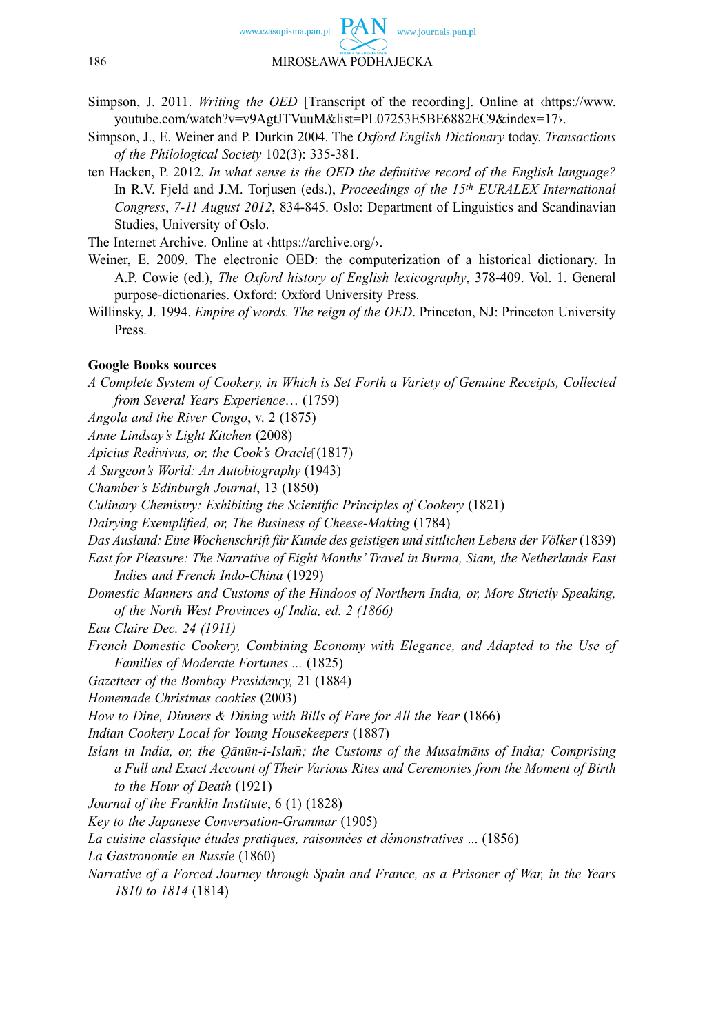Simpson, J. 2011. *Writing the OED* [Transcript of the recording]. Online at ‹https://www.youtube.com/watch?v=v9AgtJTVuuM&list=PL07253E5BE6882EC9&index=17›.

Simpson, J., E. Weiner and P. Durkin 2004. The *Oxford English Dictionary* today. *Transactions of the Philological Society* 102(3): 335-381.

ten Hacken, P. 2012. *In what sense is the OED the definitive record of the English language?* In R.V. Fjeld and J.M. Torjusen (eds.), *Proceedings of the 15th EURALEX International Congress*, *7-11 August 2012*, 834-845. Oslo: Department of Linguistics and Scandinavian Studies, University of Oslo.

The Internet Archive. Online at ‹https://archive.org/›.

Weiner, E. 2009. The electronic OED: the computerization of a historical dictionary. In A.P. Cowie (ed.), *The Oxford history of English lexicography*, 378-409. Vol. 1. General purpose-dictionaries. Oxford: Oxford University Press.

Willinsky, J. 1994. *Empire of words. The reign of the OED*. Princeton, NJ: Princeton University Press.

**Google Books sources**

*A Complete System of Cookery, in Which is Set Forth a Variety of Genuine Receipts, Collected from Several Years Experience*… (1759)

*Angola and the River Congo*, v. 2 (1875)

*Anne Lindsay's Light Kitchen* (2008)

*Apicius Redivivus, or, the Cook's Oracle* (1817)

*A Surgeon's World: An Autobiography* (1943)

*Chamber's Edinburgh Journal*, 13 (1850)

*Culinary Chemistry: Exhibiting the Scientific Principles of Cookery* (1821)

*Dairying Exemplified, or, The Business of Cheese-Making* (1784)

*Das Ausland: Eine Wochenschrift für Kunde des geistigen und sittlichen Lebens der Völker* (1839)

*East for Pleasure: The Narrative of Eight Months' Travel in Burma, Siam, the Netherlands East Indies and French Indo-China* (1929)

*Domestic Manners and Customs of the Hindoos of Northern India, or, More Strictly Speaking, of the North West Provinces of India, ed. 2 (1866)*

*Eau Claire Dec. 24 (1911)*

*French Domestic Cookery, Combining Economy with Elegance, and Adapted to the Use of Families of Moderate Fortunes ...* (1825)

*Gazetteer of the Bombay Presidency,* 21 (1884)

*Homemade Christmas cookies* (2003)

*How to Dine, Dinners & Dining with Bills of Fare for All the Year* (1866)

*Indian Cookery Local for Young Housekeepers* (1887)

*Islam in India, or, the Qānūn-i-Islam̃; the Customs of the Musalmāns of India; Comprising a Full and Exact Account of Their Various Rites and Ceremonies from the Moment of Birth to the Hour of Death* (1921)

*Journal of the Franklin Institute*, 6 (1) (1828)

*Key to the Japanese Conversation-Grammar* (1905)

*La cuisine classique études pratiques, raisonnées et démonstratives ...* (1856)

*La Gastronomie en Russie* (1860)

*Narrative of a Forced Journey through Spain and France, as a Prisoner of War, in the Years 1810 to 1814* (1814)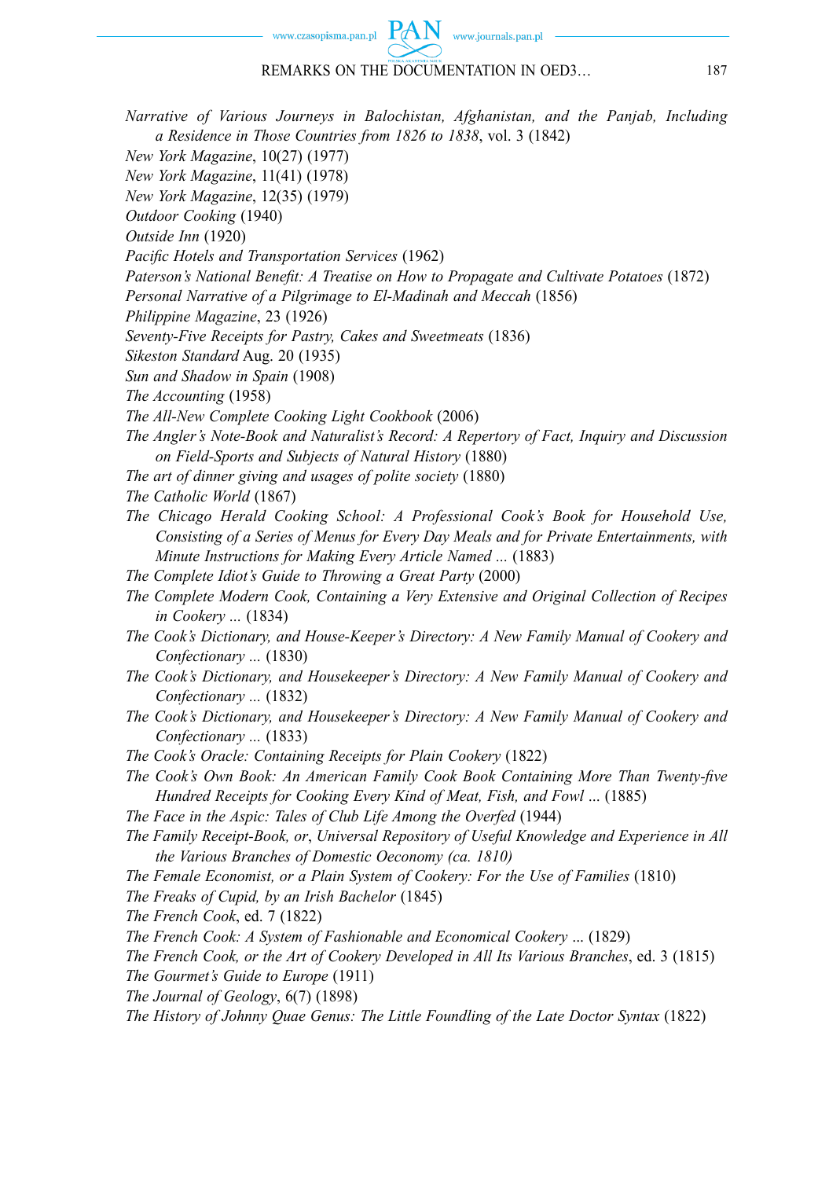*Narrative of Various Journeys in Balochistan, Afghanistan, and the Panjab, Including a Residence in Those Countries from 1826 to 1838*, vol. 3 (1842)

*New York Magazine*, 10(27) (1977)

*New York Magazine*, 11(41) (1978)

*New York Magazine*, 12(35) (1979)

*Outdoor Cooking* (1940)

*Outside Inn* (1920)

*Pacific Hotels and Transportation Services* (1962)

*Paterson's National Benefit: A Treatise on How to Propagate and Cultivate Potatoes* (1872)

*Personal Narrative of a Pilgrimage to El-Madinah and Meccah* (1856)

*Philippine Magazine*, 23 (1926)

*Seventy-Five Receipts for Pastry, Cakes and Sweetmeats* (1836)

*Sikeston Standard* Aug. 20 (1935)

*Sun and Shadow in Spain* (1908)

*The Accounting* (1958)

*The All-New Complete Cooking Light Cookbook* (2006)

*The Angler's Note-Book and Naturalist's Record: A Repertory of Fact, Inquiry and Discussion on Field-Sports and Subjects of Natural History* (1880)

*The art of dinner giving and usages of polite society* (1880)

*The Catholic World* (1867)

*The Chicago Herald Cooking School: A Professional Cook's Book for Household Use, Consisting of a Series of Menus for Every Day Meals and for Private Entertainments, with Minute Instructions for Making Every Article Named ...* (1883)

*The Complete Idiot's Guide to Throwing a Great Party* (2000)

*The Complete Modern Cook, Containing a Very Extensive and Original Collection of Recipes in Cookery ...* (1834)

*The Cook's Dictionary, and House-Keeper's Directory: A New Family Manual of Cookery and Confectionary ...* (1830)

*The Cook's Dictionary, and Housekeeper's Directory: A New Family Manual of Cookery and Confectionary ...* (1832)

*The Cook's Dictionary, and Housekeeper's Directory: A New Family Manual of Cookery and Confectionary ...* (1833)

*The Cook's Oracle: Containing Receipts for Plain Cookery* (1822)

*The Cook's Own Book: An American Family Cook Book Containing More Than Twenty-five Hundred Receipts for Cooking Every Kind of Meat, Fish, and Fowl ...* (1885)

*The Face in the Aspic: Tales of Club Life Among the Overfed* (1944)

*The Family Receipt-Book, or, Universal Repository of Useful Knowledge and Experience in All the Various Branches of Domestic Oeconomy (ca. 1810)*

*The Female Economist, or a Plain System of Cookery: For the Use of Families* (1810)

*The Freaks of Cupid, by an Irish Bachelor* (1845)

*The French Cook*, ed. 7 (1822)

*The French Cook: A System of Fashionable and Economical Cookery ...* (1829)

*The French Cook, or the Art of Cookery Developed in All Its Various Branches*, ed. 3 (1815)

*The Gourmet's Guide to Europe* (1911)

*The Journal of Geology*, 6(7) (1898)

*The History of Johnny Quae Genus: The Little Foundling of the Late Doctor Syntax* (1822)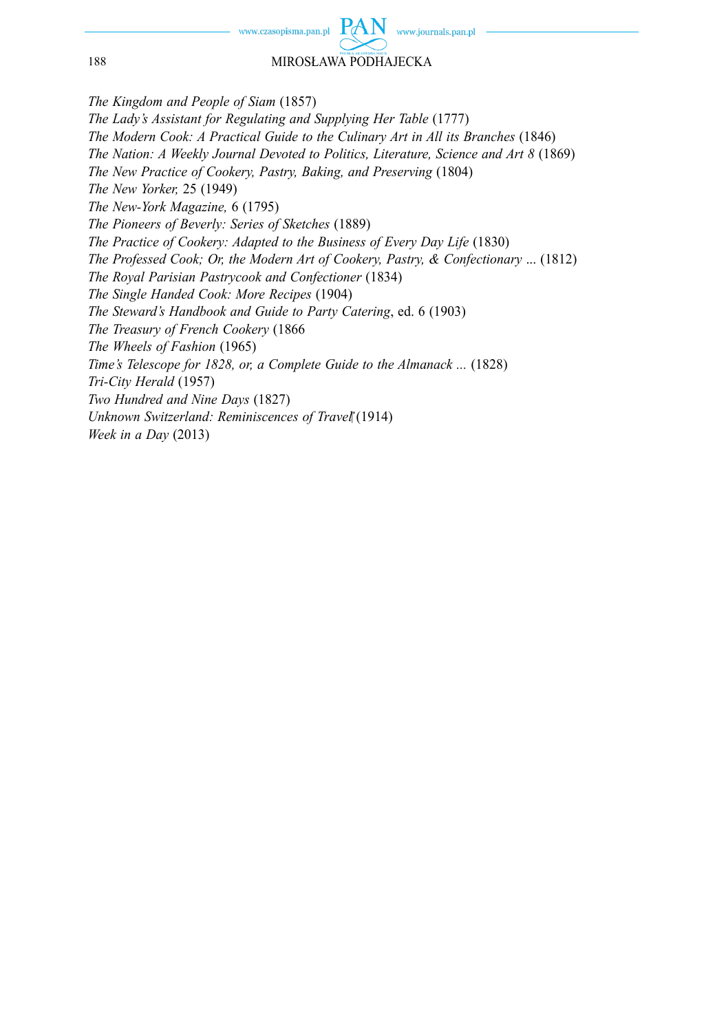*The Kingdom and People of Siam* (1857)
*The Lady's Assistant for Regulating and Supplying Her Table* (1777)
*The Modern Cook: A Practical Guide to the Culinary Art in All its Branches* (1846)
*The Nation: A Weekly Journal Devoted to Politics, Literature, Science and Art 8* (1869)
*The New Practice of Cookery, Pastry, Baking, and Preserving* (1804)
*The New Yorker,* 25 (1949)
*The New-York Magazine,* 6 (1795)
*The Pioneers of Beverly: Series of Sketches* (1889)
*The Practice of Cookery: Adapted to the Business of Every Day Life* (1830)
*The Professed Cook; Or, the Modern Art of Cookery, Pastry, & Confectionary ...* (1812)
*The Royal Parisian Pastrycook and Confectioner* (1834)
*The Single Handed Cook: More Recipes* (1904)
*The Steward's Handbook and Guide to Party Catering*, ed. 6 (1903)
*The Treasury of French Cookery* (1866
*The Wheels of Fashion* (1965)
*Time's Telescope for 1828, or, a Complete Guide to the Almanack ...* (1828)
*Tri-City Herald* (1957)
*Two Hundred and Nine Days* (1827)
*Unknown Switzerland: Reminiscences of Travel* (1914)
*Week in a Day* (2013)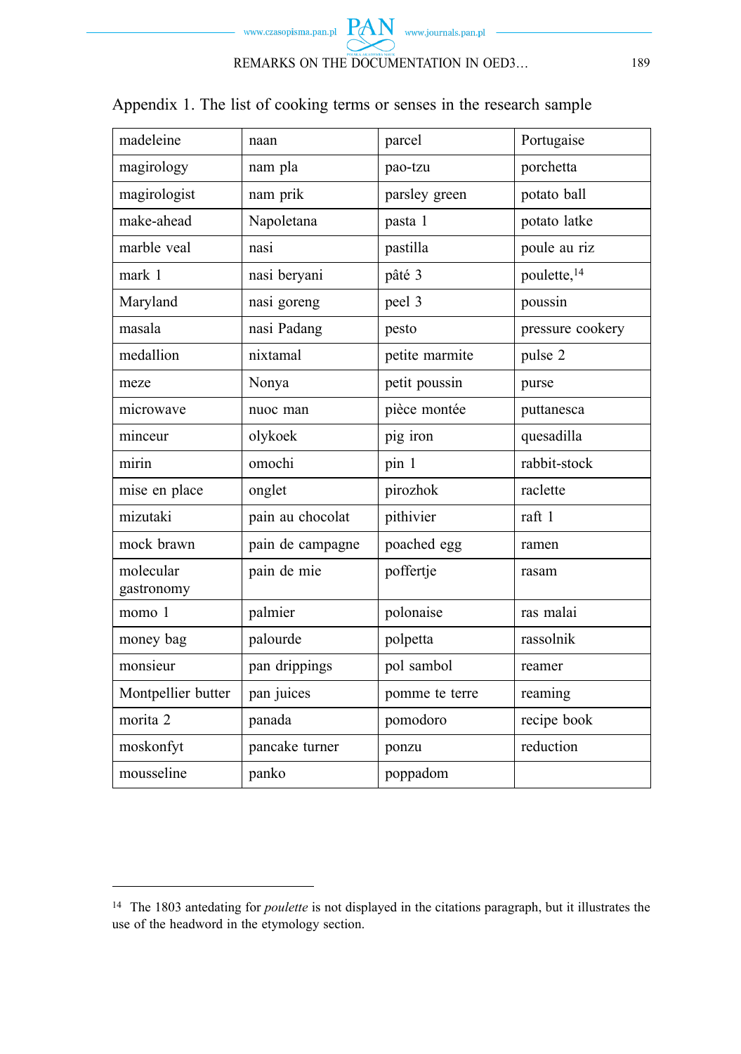Appendix 1. The list of cooking terms or senses in the research sample

| madeleine | naan | parcel | Portugaise |
|---|---|---|---|
| magirology | nam pla | pao-tzu | porchetta |
| magirologist | nam prik | parsley green | potato ball |
| make-ahead | Napoletana | pasta 1 | potato latke |
| marble veal | nasi | pastilla | poule au riz |
| mark 1 | nasi beryani | pâté 3 | poulette,[14] |
| Maryland | nasi goreng | peel 3 | poussin |
| masala | nasi Padang | pesto | pressure cookery |
| medallion | nixtamal | petite marmite | pulse 2 |
| meze | Nonya | petit poussin | purse |
| microwave | nuoc man | pièce montée | puttanesca |
| minceur | olykoek | pig iron | quesadilla |
| mirin | omochi | pin 1 | rabbit-stock |
| mise en place | onglet | pirozhok | raclette |
| mizutaki | pain au chocolat | pithivier | raft 1 |
| mock brawn | pain de campagne | poached egg | ramen |
| molecular gastronomy | pain de mie | poffertje | rasam |
| momo 1 | palmier | polonaise | ras malai |
| money bag | palourde | polpetta | rassolnik |
| monsieur | pan drippings | pol sambol | reamer |
| Montpellier butter | pan juices | pomme te terre | reaming |
| morita 2 | panada | pomodoro | recipe book |
| moskonfyt | pancake turner | ponzu | reduction |
| mousseline | panko | poppadom | |

[14] The 1803 antedating for *poulette* is not displayed in the citations paragraph, but it illustrates the use of the headword in the etymology section.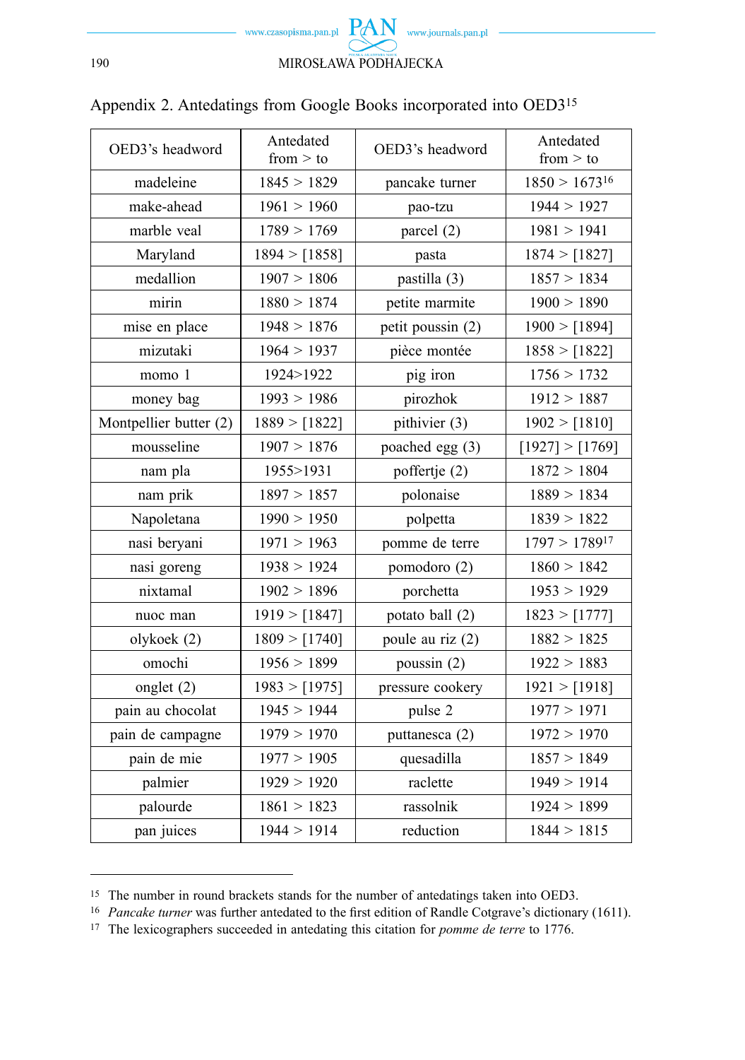Appendix 2. Antedatings from Google Books incorporated into OED3[15]

| OED3's headword | Antedated from > to | OED3's headword | Antedated from > to |
|---|---|---|---|
| madeleine | 1845 > 1829 | pancake turner | 1850 > 1673[16] |
| make-ahead | 1961 > 1960 | pao-tzu | 1944 > 1927 |
| marble veal | 1789 > 1769 | parcel (2) | 1981 > 1941 |
| Maryland | 1894 > [1858] | pasta | 1874 > [1827] |
| medallion | 1907 > 1806 | pastilla (3) | 1857 > 1834 |
| mirin | 1880 > 1874 | petite marmite | 1900 > 1890 |
| mise en place | 1948 > 1876 | petit poussin (2) | 1900 > [1894] |
| mizutaki | 1964 > 1937 | pièce montée | 1858 > [1822] |
| momo 1 | 1924>1922 | pig iron | 1756 > 1732 |
| money bag | 1993 > 1986 | pirozhok | 1912 > 1887 |
| Montpellier butter (2) | 1889 > [1822] | pithivier (3) | 1902 > [1810] |
| mousseline | 1907 > 1876 | poached egg (3) | [1927] > [1769] |
| nam pla | 1955>1931 | poffertje (2) | 1872 > 1804 |
| nam prik | 1897 > 1857 | polonaise | 1889 > 1834 |
| Napoletana | 1990 > 1950 | polpetta | 1839 > 1822 |
| nasi beryani | 1971 > 1963 | pomme de terre | 1797 > 1789[17] |
| nasi goreng | 1938 > 1924 | pomodoro (2) | 1860 > 1842 |
| nixtamal | 1902 > 1896 | porchetta | 1953 > 1929 |
| nuoc man | 1919 > [1847] | potato ball (2) | 1823 > [1777] |
| olykoek (2) | 1809 > [1740] | poule au riz (2) | 1882 > 1825 |
| omochi | 1956 > 1899 | poussin (2) | 1922 > 1883 |
| onglet (2) | 1983 > [1975] | pressure cookery | 1921 > [1918] |
| pain au chocolat | 1945 > 1944 | pulse 2 | 1977 > 1971 |
| pain de campagne | 1979 > 1970 | puttanesca (2) | 1972 > 1970 |
| pain de mie | 1977 > 1905 | quesadilla | 1857 > 1849 |
| palmier | 1929 > 1920 | raclette | 1949 > 1914 |
| palourde | 1861 > 1823 | rassolnik | 1924 > 1899 |
| pan juices | 1944 > 1914 | reduction | 1844 > 1815 |

[15] The number in round brackets stands for the number of antedatings taken into OED3.

[16] *Pancake turner* was further antedated to the first edition of Randle Cotgrave's dictionary (1611).

[17] The lexicographers succeeded in antedating this citation for *pomme de terre* to 1776.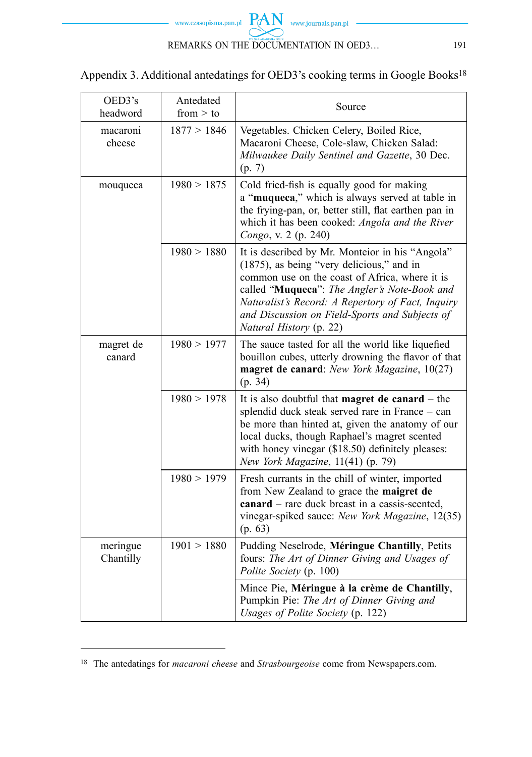Appendix 3. Additional antedatings for OED3's cooking terms in Google Books[18]

| OED3's headword | Antedated from > to | Source |
|---|---|---|
| macaroni cheese | 1877 > 1846 | Vegetables. Chicken Celery, Boiled Rice, Macaroni Cheese, Cole-slaw, Chicken Salad: *Milwaukee Daily Sentinel and Gazette*, 30 Dec. (p. 7) |
| mouqueca | 1980 > 1875 | Cold fried-fish is equally good for making a "**muqueca**," which is always served at table in the frying-pan, or, better still, flat earthen pan in which it has been cooked: *Angola and the River Congo*, v. 2 (p. 240) |
| | 1980 > 1880 | It is described by Mr. Monteior in his "Angola" (1875), as being "very delicious," and in common use on the coast of Africa, where it is called "**Muqueca**": *The Angler's Note-Book and Naturalist's Record: A Repertory of Fact, Inquiry and Discussion on Field-Sports and Subjects of Natural History* (p. 22) |
| magret de canard | 1980 > 1977 | The sauce tasted for all the world like liquefied bouillon cubes, utterly drowning the flavor of that **magret de canard**: *New York Magazine*, 10(27) (p. 34) |
| | 1980 > 1978 | It is also doubtful that **magret de canard** – the splendid duck steak served rare in France – can be more than hinted at, given the anatomy of our local ducks, though Raphael's magret scented with honey vinegar ($18.50) definitely pleases: *New York Magazine*, 11(41) (p. 79) |
| | 1980 > 1979 | Fresh currants in the chill of winter, imported from New Zealand to grace the **maigret de canard** – rare duck breast in a cassis-scented, vinegar-spiked sauce: *New York Magazine*, 12(35) (p. 63) |
| meringue Chantilly | 1901 > 1880 | Pudding Neselrode, **Méringue Chantilly**, Petits fours: *The Art of Dinner Giving and Usages of Polite Society* (p. 100) |
| | | Mince Pie, **Méringue à la crème de Chantilly**, Pumpkin Pie: *The Art of Dinner Giving and Usages of Polite Society* (p. 122) |

[18] The antedatings for *macaroni cheese* and *Strasbourgeoise* come from Newspapers.com.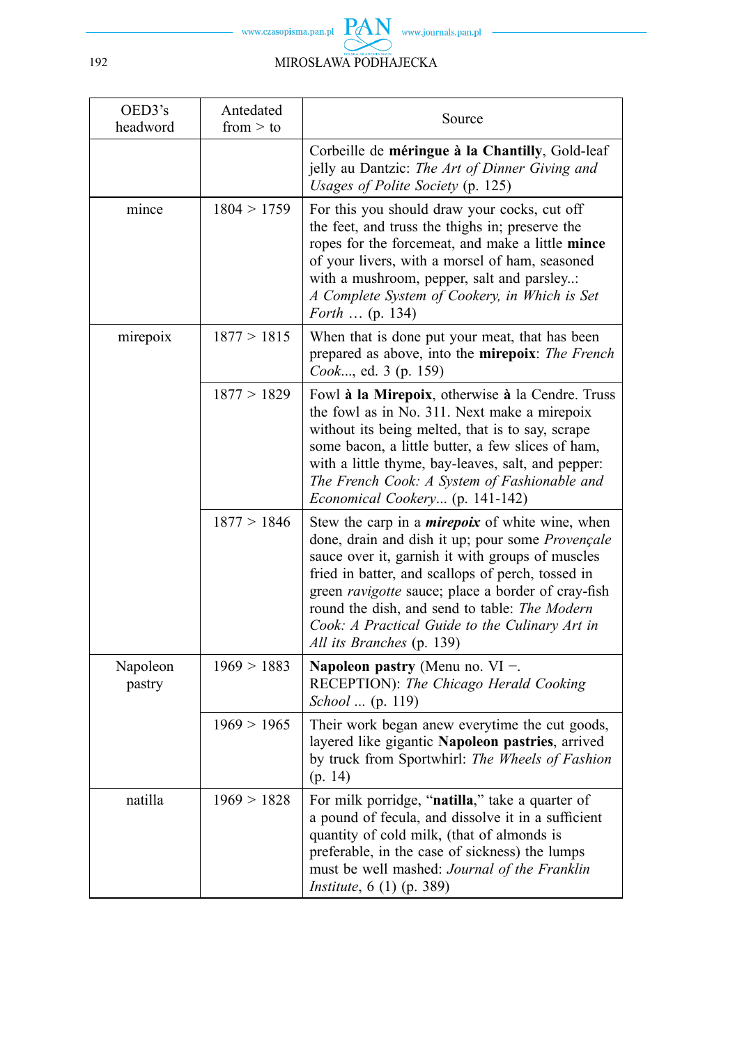| OED3's headword | Antedated from > to | Source |
|---|---|---|
| | | Corbeille de **méringue à la Chantilly**, Gold-leaf jelly au Dantzic: *The Art of Dinner Giving and Usages of Polite Society* (p. 125) |
| mince | 1804 > 1759 | For this you should draw your cocks, cut off the feet, and truss the thighs in; preserve the ropes for the forcemeat, and make a little **mince** of your livers, with a morsel of ham, seasoned with a mushroom, pepper, salt and parsley..: *A Complete System of Cookery, in Which is Set Forth* … (p. 134) |
| mirepoix | 1877 > 1815 | When that is done put your meat, that has been prepared as above, into the **mirepoix**: *The French Cook*..., ed. 3 (p. 159) |
| | 1877 > 1829 | Fowl **à la Mirepoix**, otherwise **à** la Cendre. Truss the fowl as in No. 311. Next make a mirepoix without its being melted, that is to say, scrape some bacon, a little butter, a few slices of ham, with a little thyme, bay-leaves, salt, and pepper: *The French Cook: A System of Fashionable and Economical Cookery*... (p. 141-142) |
| | 1877 > 1846 | Stew the carp in a ***mirepoix*** of white wine, when done, drain and dish it up; pour some *Provençale* sauce over it, garnish it with groups of muscles fried in batter, and scallops of perch, tossed in green *ravigotte* sauce; place a border of cray-fish round the dish, and send to table: *The Modern Cook: A Practical Guide to the Culinary Art in All its Branches* (p. 139) |
| Napoleon pastry | 1969 > 1883 | **Napoleon pastry** (Menu no. VI −. RECEPTION): *The Chicago Herald Cooking School* ... (p. 119) |
| | 1969 > 1965 | Their work began anew everytime the cut goods, layered like gigantic **Napoleon pastries**, arrived by truck from Sportwhirl: *The Wheels of Fashion* (p. 14) |
| natilla | 1969 > 1828 | For milk porridge, "**natilla**," take a quarter of a pound of fecula, and dissolve it in a sufficient quantity of cold milk, (that of almonds is preferable, in the case of sickness) the lumps must be well mashed: *Journal of the Franklin Institute*, 6 (1) (p. 389) |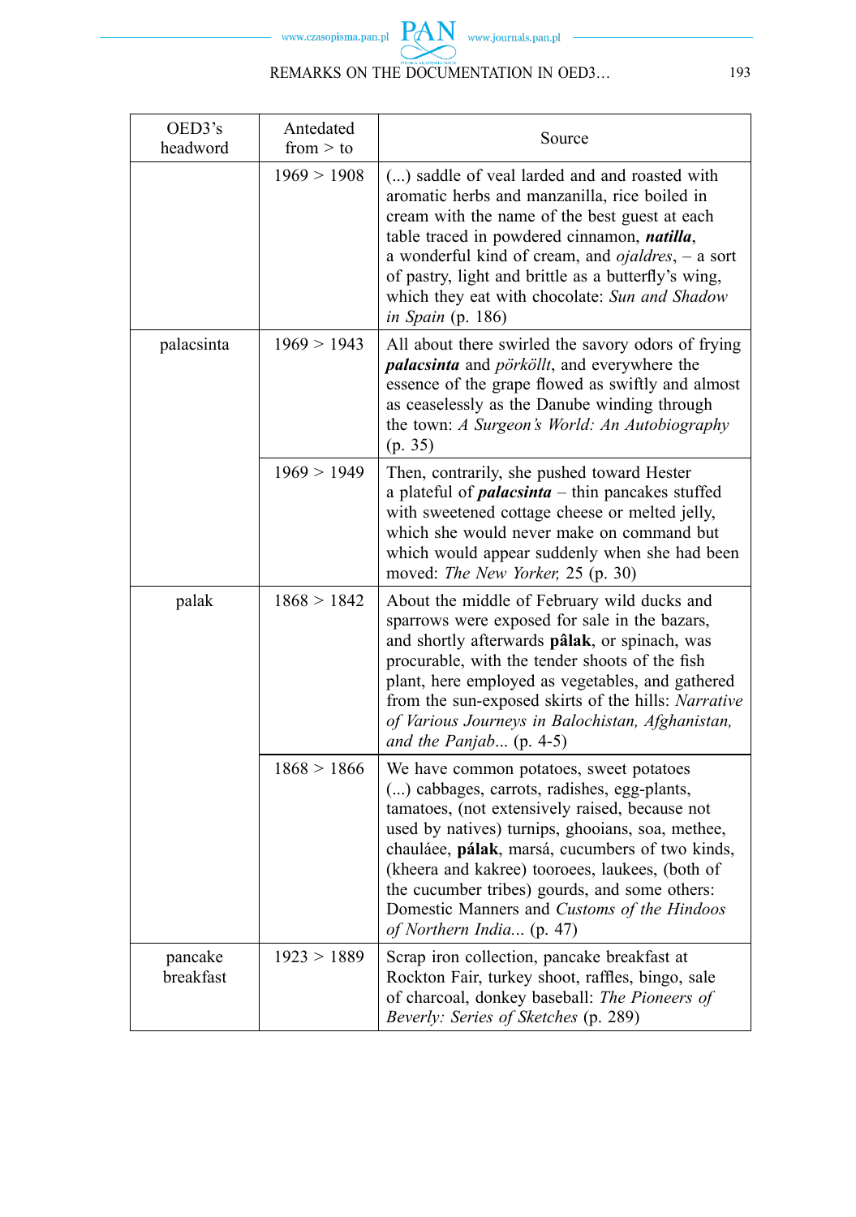| OED3's headword | Antedated from > to | Source |
|---|---|---|
| | 1969 > 1908 | (...) saddle of veal larded and and roasted with aromatic herbs and manzanilla, rice boiled in cream with the name of the best guest at each table traced in powdered cinnamon, ***natilla***, a wonderful kind of cream, and *ojaldres*, – a sort of pastry, light and brittle as a butterfly's wing, which they eat with chocolate: *Sun and Shadow in Spain* (p. 186) |
| palacsinta | 1969 > 1943 | All about there swirled the savory odors of frying ***palacsinta*** and *pörköllt*, and everywhere the essence of the grape flowed as swiftly and almost as ceaselessly as the Danube winding through the town: *A Surgeon's World: An Autobiography* (p. 35) |
| | 1969 > 1949 | Then, contrarily, she pushed toward Hester a plateful of ***palacsinta*** – thin pancakes stuffed with sweetened cottage cheese or melted jelly, which she would never make on command but which would appear suddenly when she had been moved: *The New Yorker,* 25 (p. 30) |
| palak | 1868 > 1842 | About the middle of February wild ducks and sparrows were exposed for sale in the bazars, and shortly afterwards **pâlak**, or spinach, was procurable, with the tender shoots of the fish plant, here employed as vegetables, and gathered from the sun-exposed skirts of the hills: *Narrative of Various Journeys in Balochistan, Afghanistan, and the Panjab...* (p. 4-5) |
| | 1868 > 1866 | We have common potatoes, sweet potatoes (...) cabbages, carrots, radishes, egg-plants, tamatoes, (not extensively raised, because not used by natives) turnips, ghooians, soa, methee, chauláee, **pálak**, marsá, cucumbers of two kinds, (kheera and kakree) tooroees, laukees, (both of the cucumber tribes) gourds, and some others: Domestic Manners and *Customs of the Hindoos of Northern India...* (p. 47) |
| pancake breakfast | 1923 > 1889 | Scrap iron collection, pancake breakfast at Rockton Fair, turkey shoot, raffles, bingo, sale of charcoal, donkey baseball: *The Pioneers of Beverly: Series of Sketches* (p. 289) |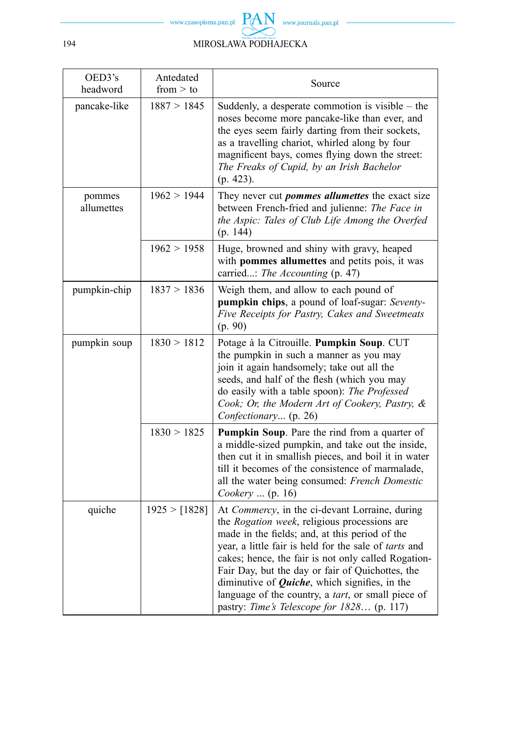| OED3's headword | Antedated from > to | Source |
|---|---|---|
| pancake-like | 1887 > 1845 | Suddenly, a desperate commotion is visible – the noses become more pancake-like than ever, and the eyes seem fairly darting from their sockets, as a travelling chariot, whirled along by four magnificent bays, comes flying down the street: *The Freaks of Cupid, by an Irish Bachelor* (p. 423). |
| pommes allumettes | 1962 > 1944 | They never cut ***pommes allumettes*** the exact size between French-fried and julienne: *The Face in the Aspic: Tales of Club Life Among the Overfed* (p. 144) |
| | 1962 > 1958 | Huge, browned and shiny with gravy, heaped with **pommes allumettes** and petits pois, it was carried...: *The Accounting* (p. 47) |
| pumpkin-chip | 1837 > 1836 | Weigh them, and allow to each pound of **pumpkin chips**, a pound of loaf-sugar: *Seventy-Five Receipts for Pastry, Cakes and Sweetmeats* (p. 90) |
| pumpkin soup | 1830 > 1812 | Potage à la Citrouille. **Pumpkin Soup**. CUT the pumpkin in such a manner as you may join it again handsomely; take out all the seeds, and half of the flesh (which you may do easily with a table spoon): *The Professed Cook; Or, the Modern Art of Cookery, Pastry, & Confectionary*... (p. 26) |
| | 1830 > 1825 | **Pumpkin Soup**. Pare the rind from a quarter of a middle-sized pumpkin, and take out the inside, then cut it in smallish pieces, and boil it in water till it becomes of the consistence of marmalade, all the water being consumed: *French Domestic Cookery* ... (p. 16) |
| quiche | 1925 > [1828] | At *Commercy*, in the ci-devant Lorraine, during the *Rogation week*, religious processions are made in the fields; and, at this period of the year, a little fair is held for the sale of *tarts* and cakes; hence, the fair is not only called Rogation-Fair Day, but the day or fair of Quichottes, the diminutive of ***Quiche***, which signifies, in the language of the country, a *tart*, or small piece of pastry: *Time's Telescope for 1828*… (p. 117) |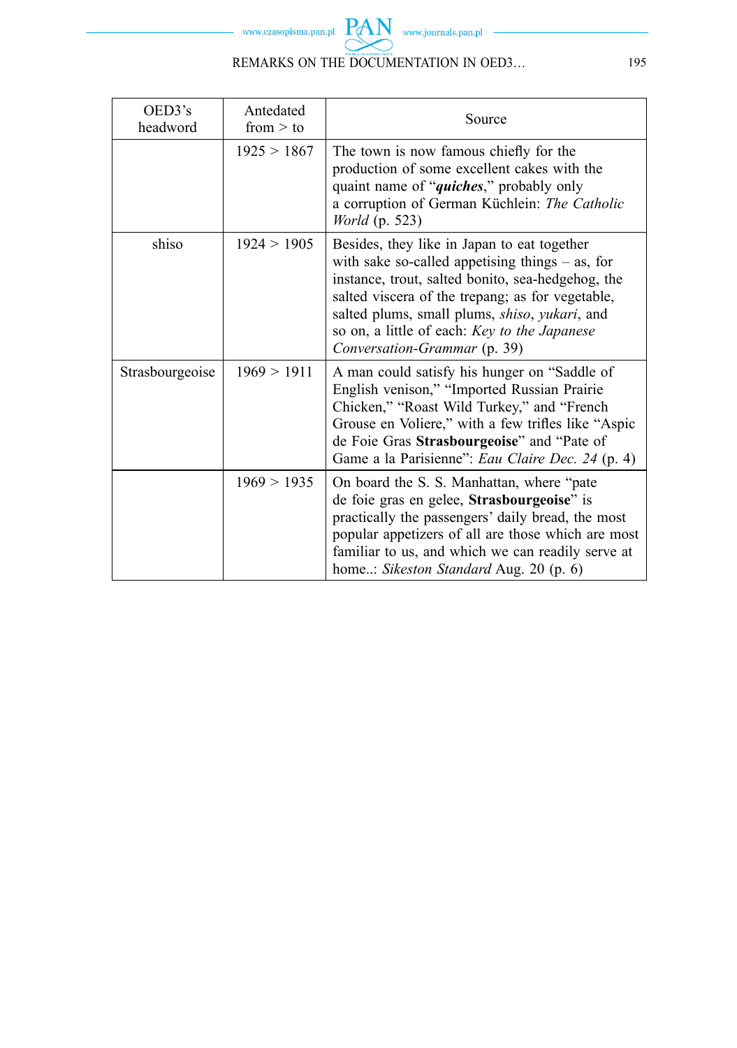| OED3's headword | Antedated from > to | Source |
|---|---|---|
| | 1925 > 1867 | The town is now famous chiefly for the production of some excellent cakes with the quaint name of "***quiches***," probably only a corruption of German Küchlein: *The Catholic World* (p. 523) |
| shiso | 1924 > 1905 | Besides, they like in Japan to eat together with sake so-called appetising things – as, for instance, trout, salted bonito, sea-hedgehog, the salted viscera of the trepang; as for vegetable, salted plums, small plums, *shiso*, *yukari*, and so on, a little of each: *Key to the Japanese Conversation-Grammar* (p. 39) |
| Strasbourgeoise | 1969 > 1911 | A man could satisfy his hunger on "Saddle of English venison," "Imported Russian Prairie Chicken," "Roast Wild Turkey," and "French Grouse en Voliere," with a few trifles like "Aspic de Foie Gras **Strasbourgeoise**" and "Pate of Game a la Parisienne": *Eau Claire Dec. 24* (p. 4) |
| | 1969 > 1935 | On board the S. S. Manhattan, where "pate de foie gras en gelee, **Strasbourgeoise**" is practically the passengers' daily bread, the most popular appetizers of all are those which are most familiar to us, and which we can readily serve at home..: *Sikeston Standard* Aug. 20 (p. 6) |